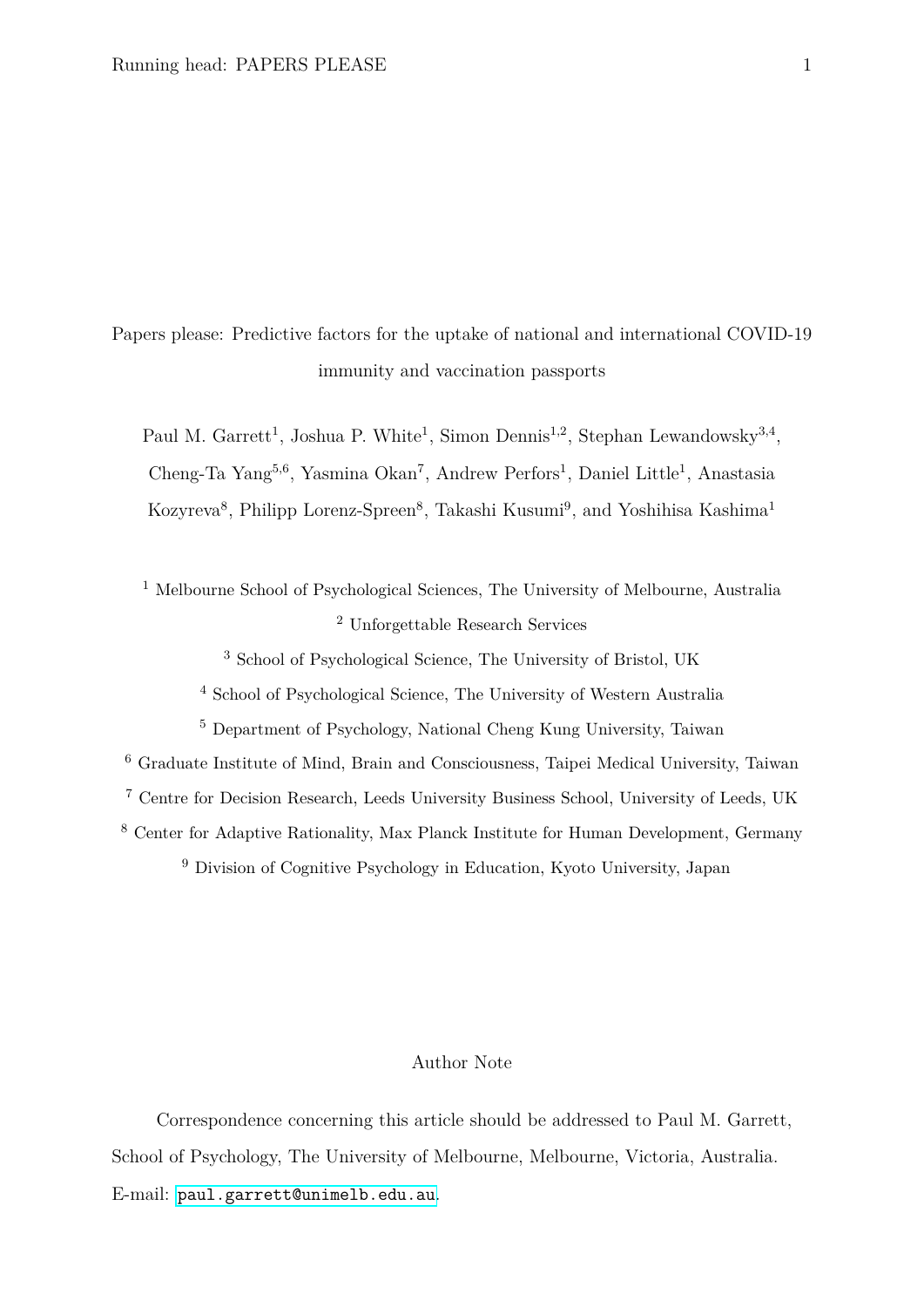# Papers please: Predictive factors for the uptake of national and international COVID-19 immunity and vaccination passports

Paul M. Garrett[1], Joshua P. White[1], Simon Dennis[1,2], Stephan Lewandowsky[3,4], Cheng-Ta Yang[5,6], Yasmina Okan[7], Andrew Perfors[1], Daniel Little[1], Anastasia Kozyreva[8], Philipp Lorenz-Spreen[8], Takashi Kusumi[9], and Yoshihisa Kashima[1]

[1] Melbourne School of Psychological Sciences, The University of Melbourne, Australia

[2] Unforgettable Research Services

[3] School of Psychological Science, The University of Bristol, UK

[4] School of Psychological Science, The University of Western Australia

[5] Department of Psychology, National Cheng Kung University, Taiwan

[6] Graduate Institute of Mind, Brain and Consciousness, Taipei Medical University, Taiwan

[7] Centre for Decision Research, Leeds University Business School, University of Leeds, UK

[8] Center for Adaptive Rationality, Max Planck Institute for Human Development, Germany

[9] Division of Cognitive Psychology in Education, Kyoto University, Japan

## Author Note

Correspondence concerning this article should be addressed to Paul M. Garrett, School of Psychology, The University of Melbourne, Melbourne, Victoria, Australia. E-mail: paul.garrett@unimelb.edu.au.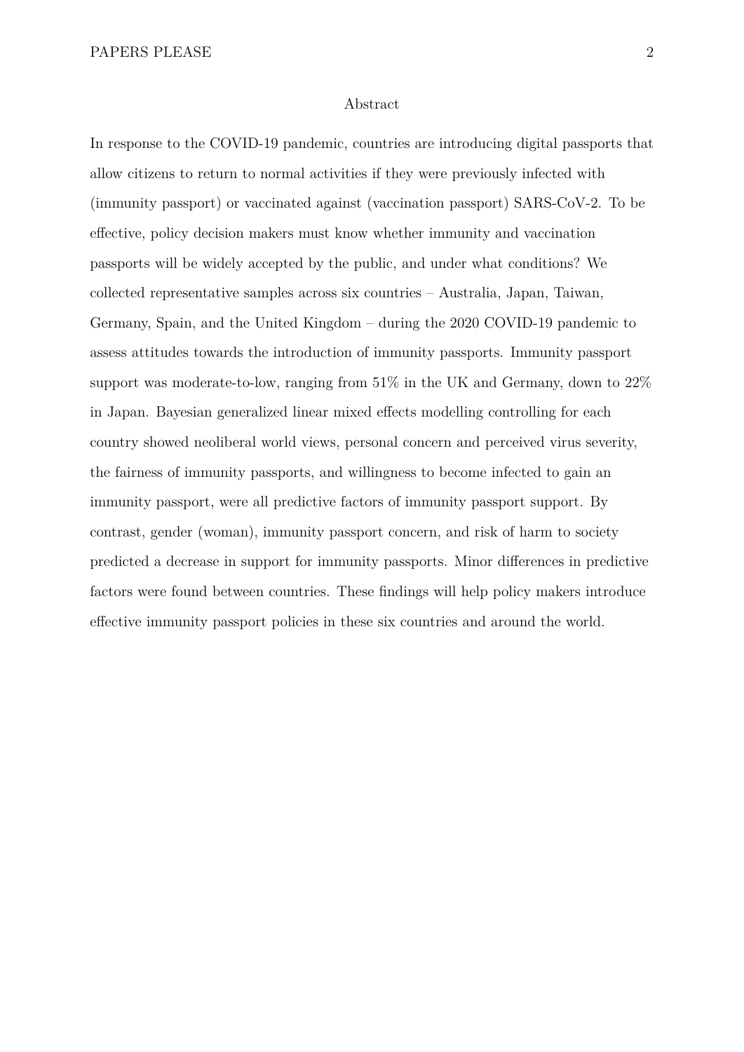# Abstract

In response to the COVID-19 pandemic, countries are introducing digital passports that allow citizens to return to normal activities if they were previously infected with (immunity passport) or vaccinated against (vaccination passport) SARS-CoV-2. To be effective, policy decision makers must know whether immunity and vaccination passports will be widely accepted by the public, and under what conditions? We collected representative samples across six countries – Australia, Japan, Taiwan, Germany, Spain, and the United Kingdom – during the 2020 COVID-19 pandemic to assess attitudes towards the introduction of immunity passports. Immunity passport support was moderate-to-low, ranging from 51% in the UK and Germany, down to 22% in Japan. Bayesian generalized linear mixed effects modelling controlling for each country showed neoliberal world views, personal concern and perceived virus severity, the fairness of immunity passports, and willingness to become infected to gain an immunity passport, were all predictive factors of immunity passport support. By contrast, gender (woman), immunity passport concern, and risk of harm to society predicted a decrease in support for immunity passports. Minor differences in predictive factors were found between countries. These findings will help policy makers introduce effective immunity passport policies in these six countries and around the world.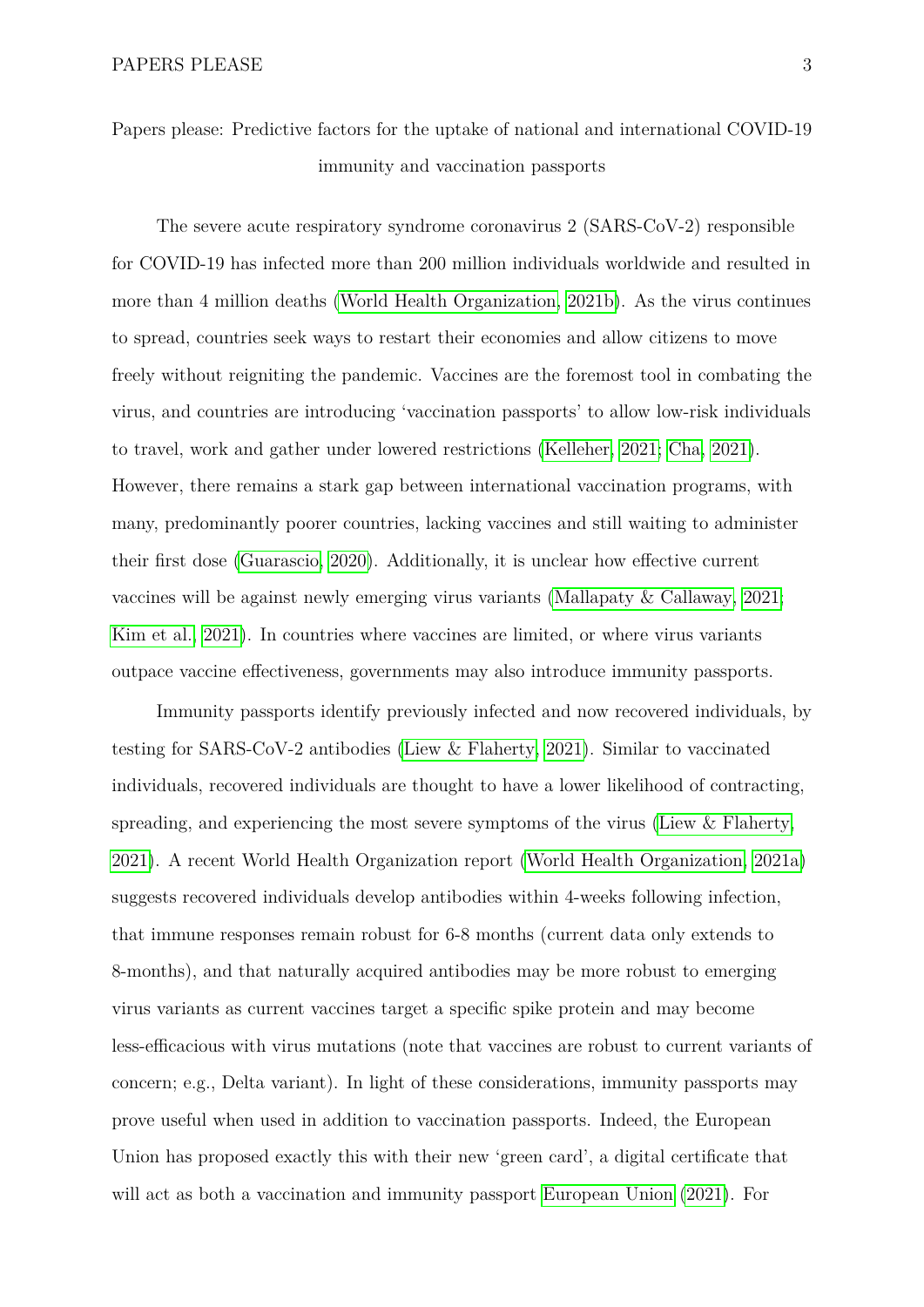# Papers please: Predictive factors for the uptake of national and international COVID-19 immunity and vaccination passports

The severe acute respiratory syndrome coronavirus 2 (SARS-CoV-2) responsible for COVID-19 has infected more than 200 million individuals worldwide and resulted in more than 4 million deaths (World Health Organization, 2021b). As the virus continues to spread, countries seek ways to restart their economies and allow citizens to move freely without reigniting the pandemic. Vaccines are the foremost tool in combating the virus, and countries are introducing 'vaccination passports' to allow low-risk individuals to travel, work and gather under lowered restrictions (Kelleher, 2021; Cha, 2021). However, there remains a stark gap between international vaccination programs, with many, predominantly poorer countries, lacking vaccines and still waiting to administer their first dose (Guarascio, 2020). Additionally, it is unclear how effective current vaccines will be against newly emerging virus variants (Mallapaty & Callaway, 2021; Kim et al., 2021). In countries where vaccines are limited, or where virus variants outpace vaccine effectiveness, governments may also introduce immunity passports.

Immunity passports identify previously infected and now recovered individuals, by testing for SARS-CoV-2 antibodies (Liew & Flaherty, 2021). Similar to vaccinated individuals, recovered individuals are thought to have a lower likelihood of contracting, spreading, and experiencing the most severe symptoms of the virus (Liew & Flaherty, 2021). A recent World Health Organization report (World Health Organization, 2021a) suggests recovered individuals develop antibodies within 4-weeks following infection, that immune responses remain robust for 6-8 months (current data only extends to 8-months), and that naturally acquired antibodies may be more robust to emerging virus variants as current vaccines target a specific spike protein and may become less-efficacious with virus mutations (note that vaccines are robust to current variants of concern; e.g., Delta variant). In light of these considerations, immunity passports may prove useful when used in addition to vaccination passports. Indeed, the European Union has proposed exactly this with their new 'green card', a digital certificate that will act as both a vaccination and immunity passport European Union (2021). For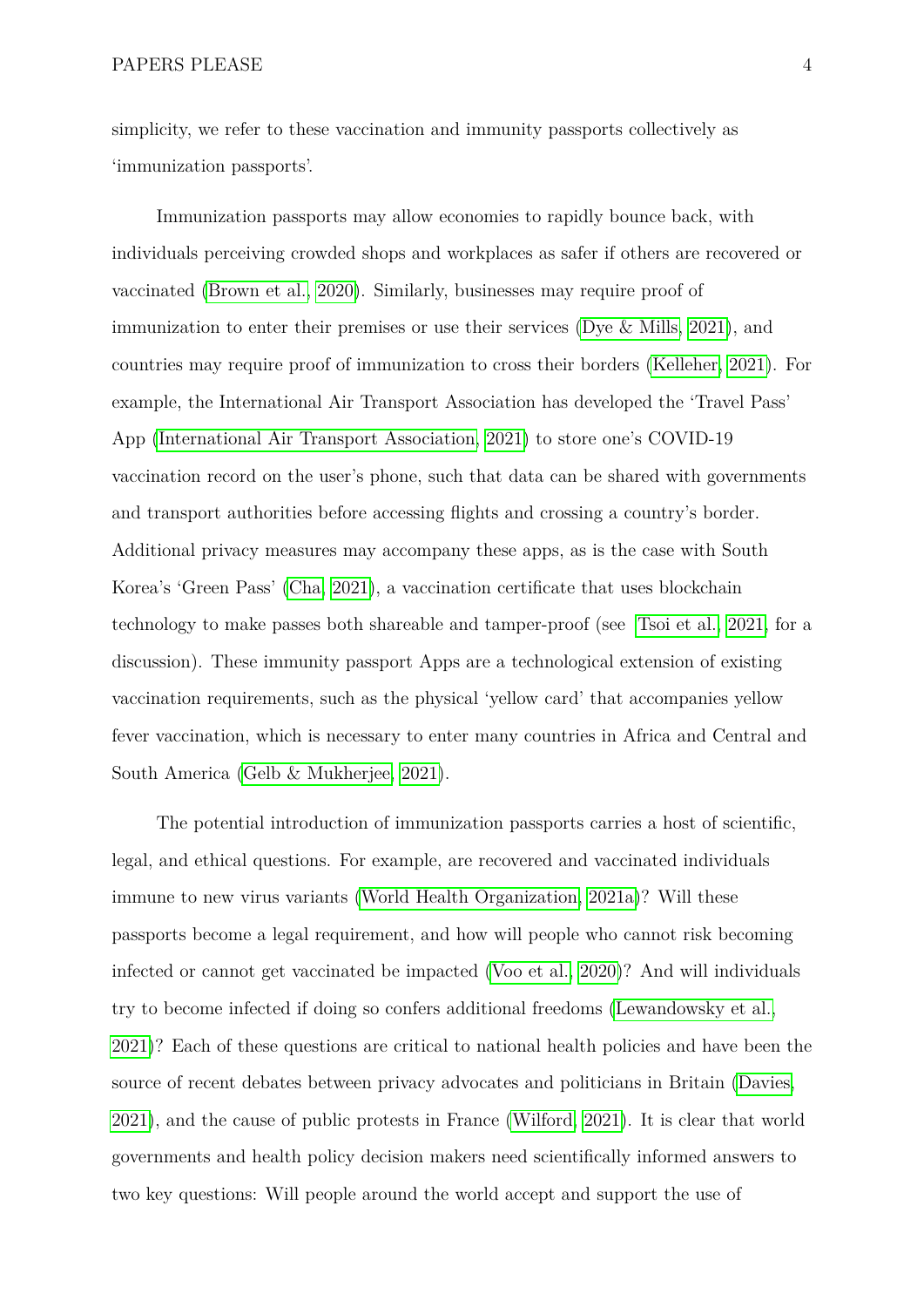simplicity, we refer to these vaccination and immunity passports collectively as 'immunization passports'.

Immunization passports may allow economies to rapidly bounce back, with individuals perceiving crowded shops and workplaces as safer if others are recovered or vaccinated (Brown et al., 2020). Similarly, businesses may require proof of immunization to enter their premises or use their services (Dye & Mills, 2021), and countries may require proof of immunization to cross their borders (Kelleher, 2021). For example, the International Air Transport Association has developed the 'Travel Pass' App (International Air Transport Association, 2021) to store one's COVID-19 vaccination record on the user's phone, such that data can be shared with governments and transport authorities before accessing flights and crossing a country's border. Additional privacy measures may accompany these apps, as is the case with South Korea's 'Green Pass' (Cha, 2021), a vaccination certificate that uses blockchain technology to make passes both shareable and tamper-proof (see Tsoi et al., 2021, for a discussion). These immunity passport Apps are a technological extension of existing vaccination requirements, such as the physical 'yellow card' that accompanies yellow fever vaccination, which is necessary to enter many countries in Africa and Central and South America (Gelb & Mukherjee, 2021).

The potential introduction of immunization passports carries a host of scientific, legal, and ethical questions. For example, are recovered and vaccinated individuals immune to new virus variants (World Health Organization, 2021a)? Will these passports become a legal requirement, and how will people who cannot risk becoming infected or cannot get vaccinated be impacted (Voo et al., 2020)? And will individuals try to become infected if doing so confers additional freedoms (Lewandowsky et al., 2021)? Each of these questions are critical to national health policies and have been the source of recent debates between privacy advocates and politicians in Britain (Davies, 2021), and the cause of public protests in France (Wilford, 2021). It is clear that world governments and health policy decision makers need scientifically informed answers to two key questions: Will people around the world accept and support the use of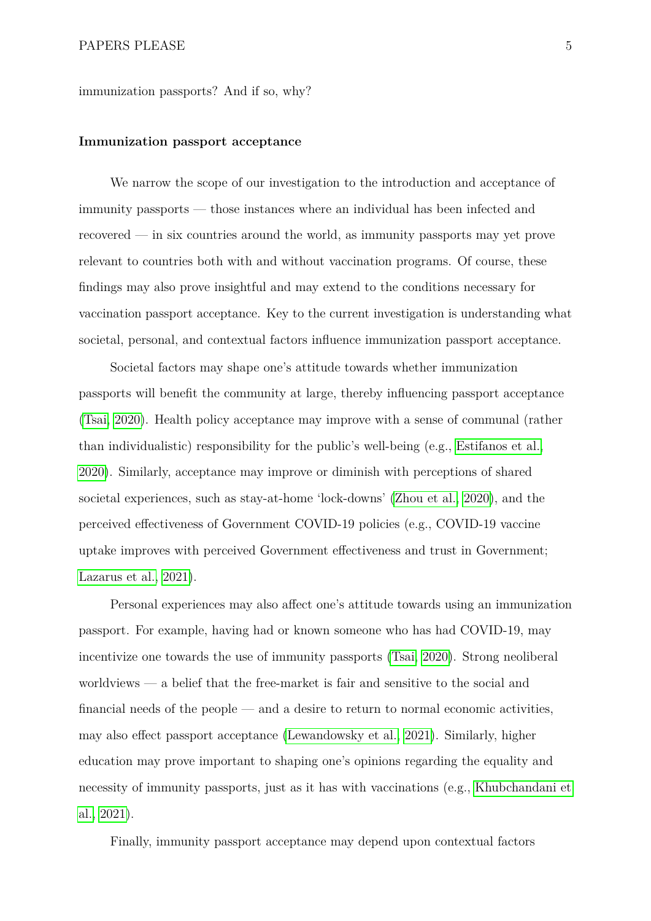immunization passports? And if so, why?

### Immunization passport acceptance

We narrow the scope of our investigation to the introduction and acceptance of immunity passports — those instances where an individual has been infected and recovered — in six countries around the world, as immunity passports may yet prove relevant to countries both with and without vaccination programs. Of course, these findings may also prove insightful and may extend to the conditions necessary for vaccination passport acceptance. Key to the current investigation is understanding what societal, personal, and contextual factors influence immunization passport acceptance.

Societal factors may shape one's attitude towards whether immunization passports will benefit the community at large, thereby influencing passport acceptance (Tsai, 2020). Health policy acceptance may improve with a sense of communal (rather than individualistic) responsibility for the public's well-being (e.g., Estifanos et al., 2020). Similarly, acceptance may improve or diminish with perceptions of shared societal experiences, such as stay-at-home 'lock-downs' (Zhou et al., 2020), and the perceived effectiveness of Government COVID-19 policies (e.g., COVID-19 vaccine uptake improves with perceived Government effectiveness and trust in Government; Lazarus et al., 2021).

Personal experiences may also affect one's attitude towards using an immunization passport. For example, having had or known someone who has had COVID-19, may incentivize one towards the use of immunity passports (Tsai, 2020). Strong neoliberal worldviews — a belief that the free-market is fair and sensitive to the social and financial needs of the people — and a desire to return to normal economic activities, may also effect passport acceptance (Lewandowsky et al., 2021). Similarly, higher education may prove important to shaping one's opinions regarding the equality and necessity of immunity passports, just as it has with vaccinations (e.g., Khubchandani et al., 2021).

Finally, immunity passport acceptance may depend upon contextual factors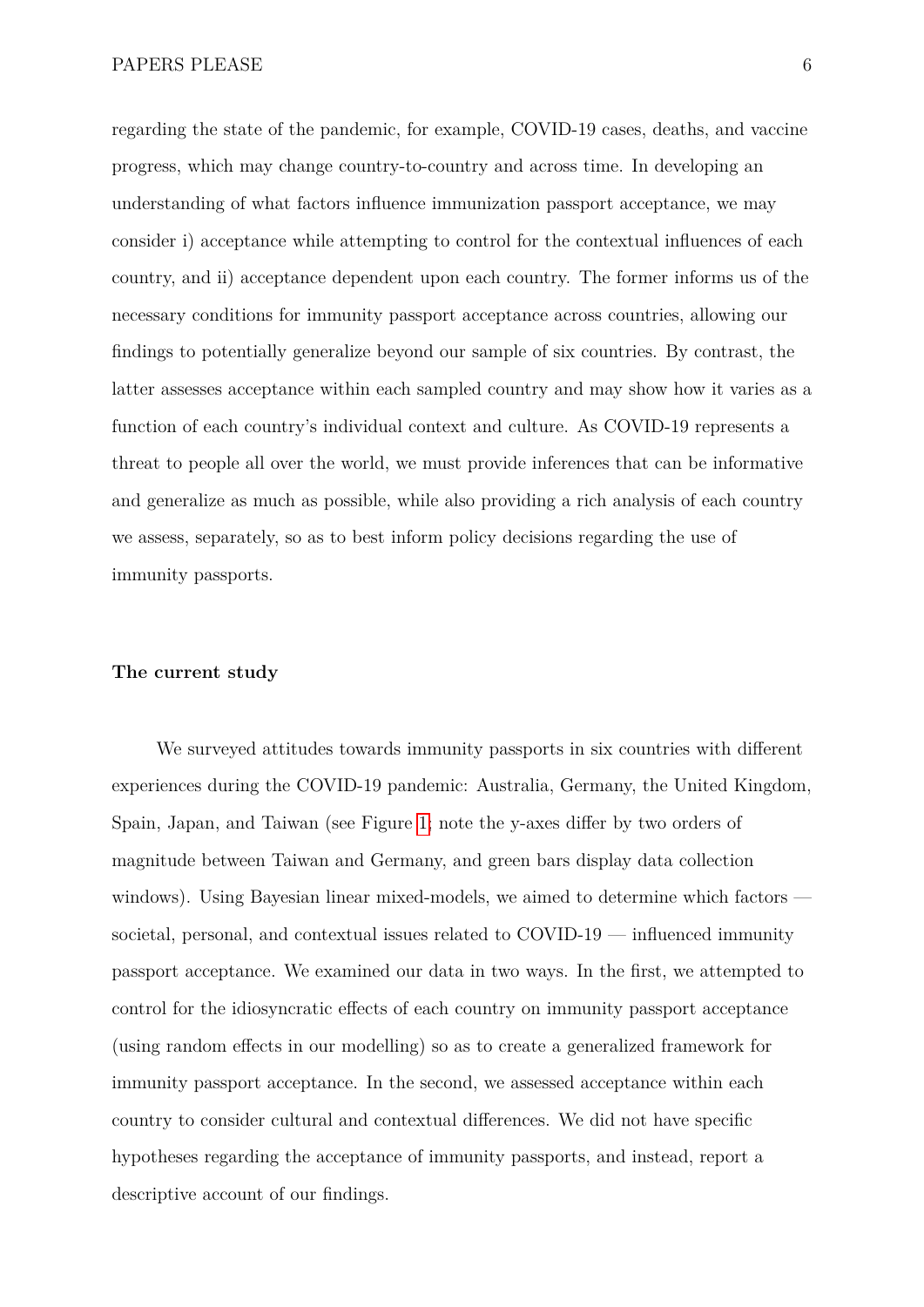regarding the state of the pandemic, for example, COVID-19 cases, deaths, and vaccine progress, which may change country-to-country and across time. In developing an understanding of what factors influence immunization passport acceptance, we may consider i) acceptance while attempting to control for the contextual influences of each country, and ii) acceptance dependent upon each country. The former informs us of the necessary conditions for immunity passport acceptance across countries, allowing our findings to potentially generalize beyond our sample of six countries. By contrast, the latter assesses acceptance within each sampled country and may show how it varies as a function of each country's individual context and culture. As COVID-19 represents a threat to people all over the world, we must provide inferences that can be informative and generalize as much as possible, while also providing a rich analysis of each country we assess, separately, so as to best inform policy decisions regarding the use of immunity passports.

## The current study

We surveyed attitudes towards immunity passports in six countries with different experiences during the COVID-19 pandemic: Australia, Germany, the United Kingdom, Spain, Japan, and Taiwan (see Figure 1; note the y-axes differ by two orders of magnitude between Taiwan and Germany, and green bars display data collection windows). Using Bayesian linear mixed-models, we aimed to determine which factors — societal, personal, and contextual issues related to COVID-19 — influenced immunity passport acceptance. We examined our data in two ways. In the first, we attempted to control for the idiosyncratic effects of each country on immunity passport acceptance (using random effects in our modelling) so as to create a generalized framework for immunity passport acceptance. In the second, we assessed acceptance within each country to consider cultural and contextual differences. We did not have specific hypotheses regarding the acceptance of immunity passports, and instead, report a descriptive account of our findings.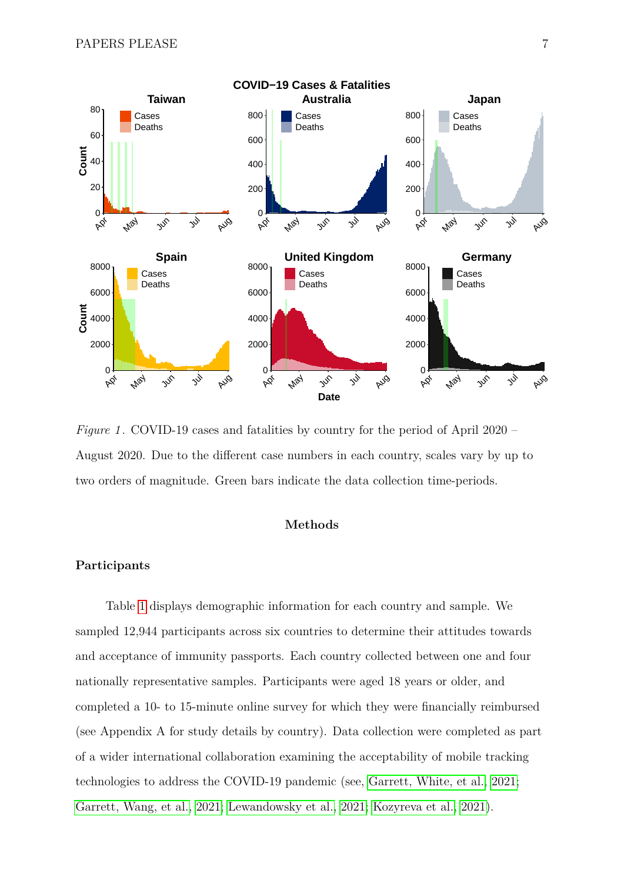*Figure 1*. COVID-19 cases and fatalities by country for the period of April 2020 – August 2020. Due to the different case numbers in each country, scales vary by up to two orders of magnitude. Green bars indicate the data collection time-periods.

## Methods

### Participants

Table 1 displays demographic information for each country and sample. We sampled 12,944 participants across six countries to determine their attitudes towards and acceptance of immunity passports. Each country collected between one and four nationally representative samples. Participants were aged 18 years or older, and completed a 10- to 15-minute online survey for which they were financially reimbursed (see Appendix A for study details by country). Data collection were completed as part of a wider international collaboration examining the acceptability of mobile tracking technologies to address the COVID-19 pandemic (see, Garrett, White, et al., 2021; Garrett, Wang, et al., 2021; Lewandowsky et al., 2021; Kozyreva et al., 2021).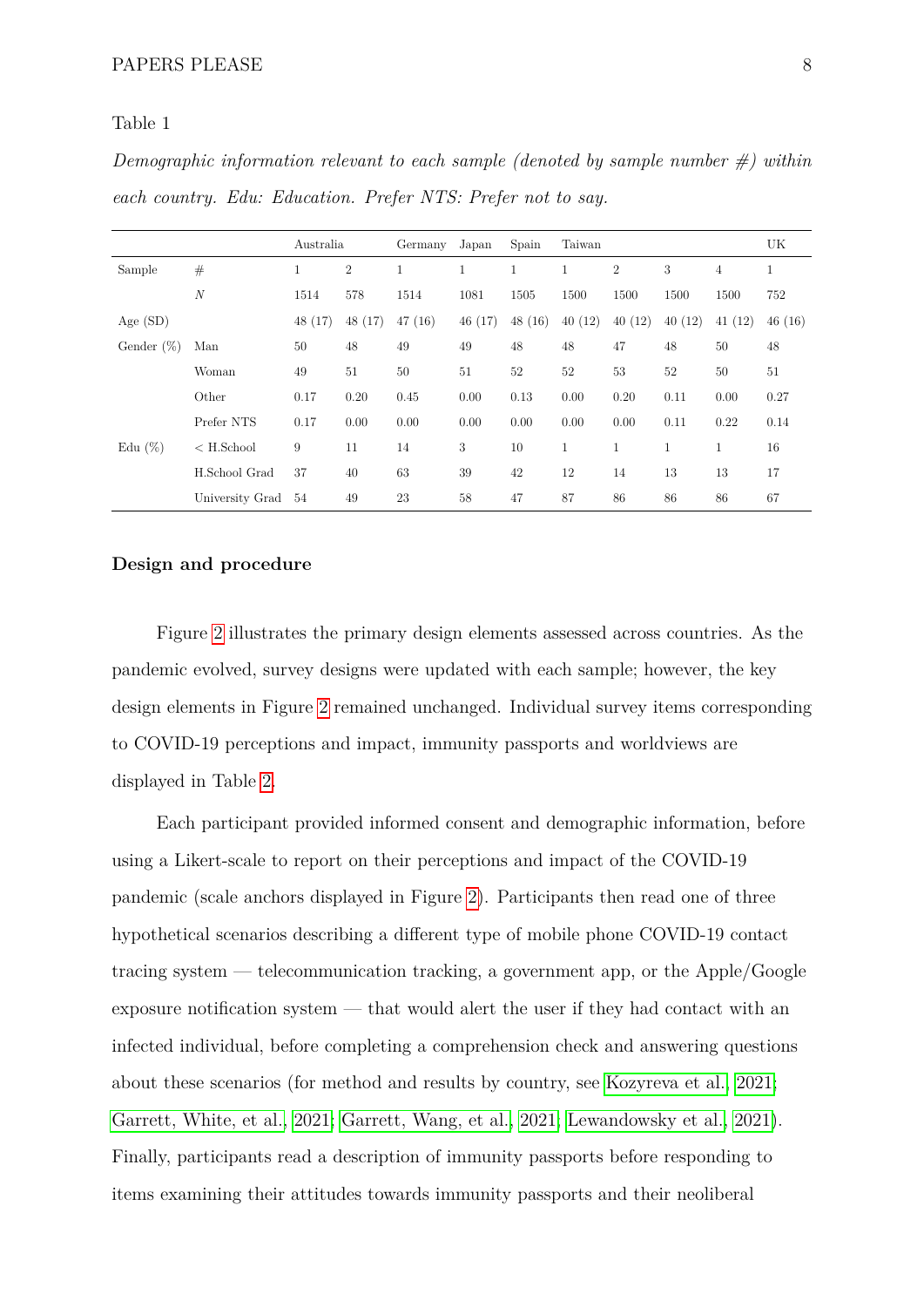Table 1

*Demographic information relevant to each sample (denoted by sample number #) within each country. Edu: Education. Prefer NTS: Prefer not to say.*

| | | Australia | | Germany | Japan | Spain | Taiwan | | | | UK |
|---|---|---|---|---|---|---|---|---|---|---|---|
| Sample | # | 1 | 2 | 1 | 1 | 1 | 1 | 2 | 3 | 4 | 1 |
| | $N$ | 1514 | 578 | 1514 | 1081 | 1505 | 1500 | 1500 | 1500 | 1500 | 752 |
| Age (SD) | | 48 (17) | 48 (17) | 47 (16) | 46 (17) | 48 (16) | 40 (12) | 40 (12) | 40 (12) | 41 (12) | 46 (16) |
| Gender (%) | Man | 50 | 48 | 49 | 49 | 48 | 48 | 47 | 48 | 50 | 48 |
| | Woman | 49 | 51 | 50 | 51 | 52 | 52 | 53 | 52 | 50 | 51 |
| | Other | 0.17 | 0.20 | 0.45 | 0.00 | 0.13 | 0.00 | 0.20 | 0.11 | 0.00 | 0.27 |
| | Prefer NTS | 0.17 | 0.00 | 0.00 | 0.00 | 0.00 | 0.00 | 0.00 | 0.11 | 0.22 | 0.14 |
| Edu (%) | < H.School | 9 | 11 | 14 | 3 | 10 | 1 | 1 | 1 | 1 | 16 |
| | H.School Grad | 37 | 40 | 63 | 39 | 42 | 12 | 14 | 13 | 13 | 17 |
| | University Grad | 54 | 49 | 23 | 58 | 47 | 87 | 86 | 86 | 86 | 67 |

**Design and procedure**

Figure 2 illustrates the primary design elements assessed across countries. As the pandemic evolved, survey designs were updated with each sample; however, the key design elements in Figure 2 remained unchanged. Individual survey items corresponding to COVID-19 perceptions and impact, immunity passports and worldviews are displayed in Table 2.

Each participant provided informed consent and demographic information, before using a Likert-scale to report on their perceptions and impact of the COVID-19 pandemic (scale anchors displayed in Figure 2). Participants then read one of three hypothetical scenarios describing a different type of mobile phone COVID-19 contact tracing system — telecommunication tracking, a government app, or the Apple/Google exposure notification system — that would alert the user if they had contact with an infected individual, before completing a comprehension check and answering questions about these scenarios (for method and results by country, see Kozyreva et al., 2021; Garrett, White, et al., 2021; Garrett, Wang, et al., 2021; Lewandowsky et al., 2021). Finally, participants read a description of immunity passports before responding to items examining their attitudes towards immunity passports and their neoliberal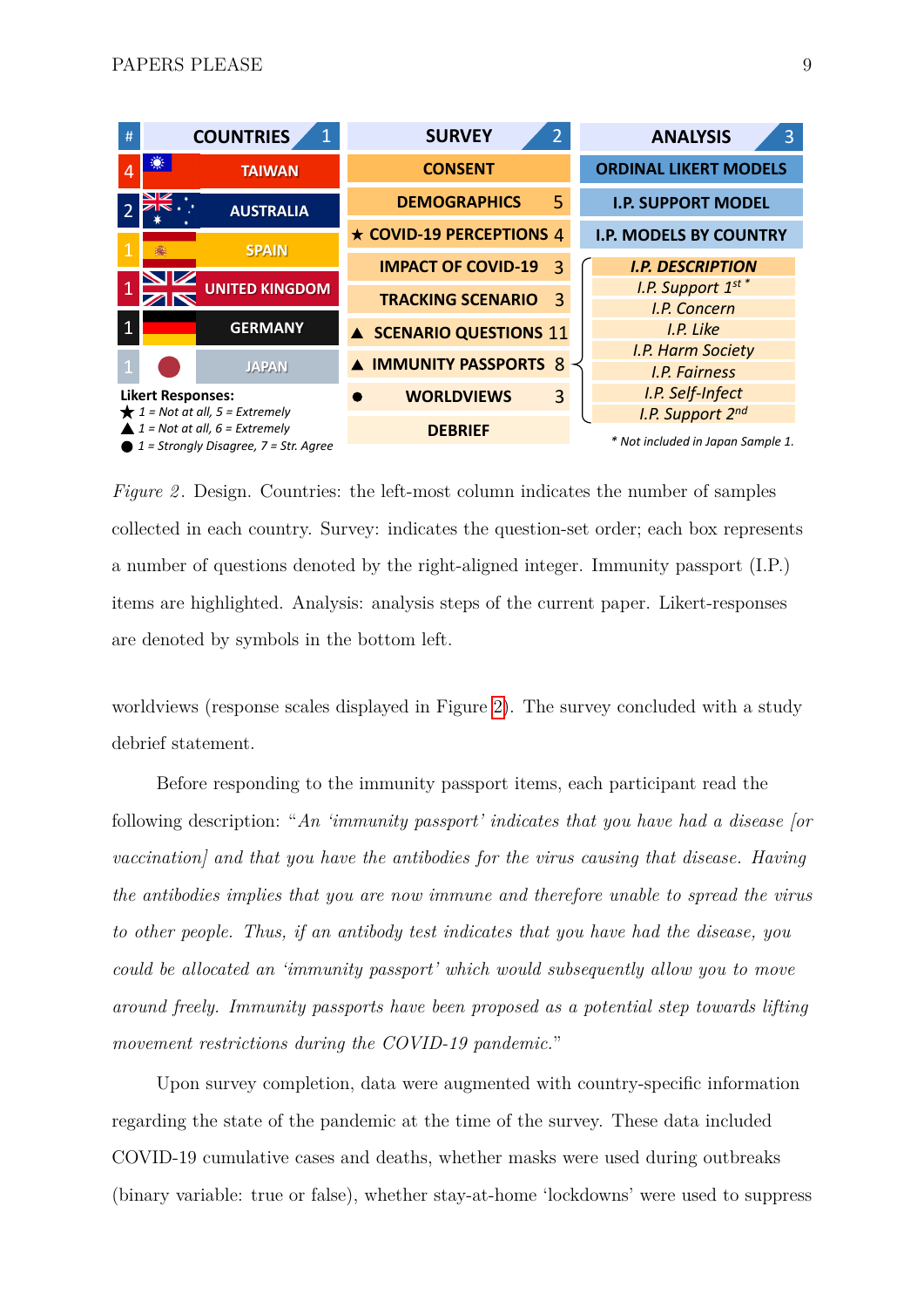| # | COUNTRIES (1) | SURVEY (2) | | ANALYSIS (3) |
|---|---|---|---|---|
| 4 | TAIWAN | CONSENT | | ORDINAL LIKERT MODELS |
| 2 | AUSTRALIA | DEMOGRAPHICS | 5 | I.P. SUPPORT MODEL |
| 1 | SPAIN | ★ COVID-19 PERCEPTIONS | 4 | I.P. MODELS BY COUNTRY |
| 1 | UNITED KINGDOM | IMPACT OF COVID-19 | 3 | *I.P. DESCRIPTION* |
| 1 | GERMANY | TRACKING SCENARIO | 3 | *I.P. Support 1st \** |
| 1 | JAPAN | ▲ SCENARIO QUESTIONS | 11 | *I.P. Concern* |
| | | ▲ IMMUNITY PASSPORTS | 8 | *I.P. Like* |
| | | ● WORLDVIEWS | 3 | *I.P. Harm Society* |
| | | DEBRIEF | | *I.P. Fairness* |
| | | | | *I.P. Self-Infect* |
| | | | | *I.P. Support 2nd* |

**Likert Responses:**
- ★ *1 = Not at all, 5 = Extremely*
- ▲ *1 = Not at all, 6 = Extremely*
- ● *1 = Strongly Disagree, 7 = Str. Agree*

*\* Not included in Japan Sample 1.*

*Figure 2*. Design. Countries: the left-most column indicates the number of samples collected in each country. Survey: indicates the question-set order; each box represents a number of questions denoted by the right-aligned integer. Immunity passport (I.P.) items are highlighted. Analysis: analysis steps of the current paper. Likert-responses are denoted by symbols in the bottom left.

worldviews (response scales displayed in Figure 2). The survey concluded with a study debrief statement.

Before responding to the immunity passport items, each participant read the following description: "*An 'immunity passport' indicates that you have had a disease [or vaccination] and that you have the antibodies for the virus causing that disease. Having the antibodies implies that you are now immune and therefore unable to spread the virus to other people. Thus, if an antibody test indicates that you have had the disease, you could be allocated an 'immunity passport' which would subsequently allow you to move around freely. Immunity passports have been proposed as a potential step towards lifting movement restrictions during the COVID-19 pandemic.*"

Upon survey completion, data were augmented with country-specific information regarding the state of the pandemic at the time of the survey. These data included COVID-19 cumulative cases and deaths, whether masks were used during outbreaks (binary variable: true or false), whether stay-at-home 'lockdowns' were used to suppress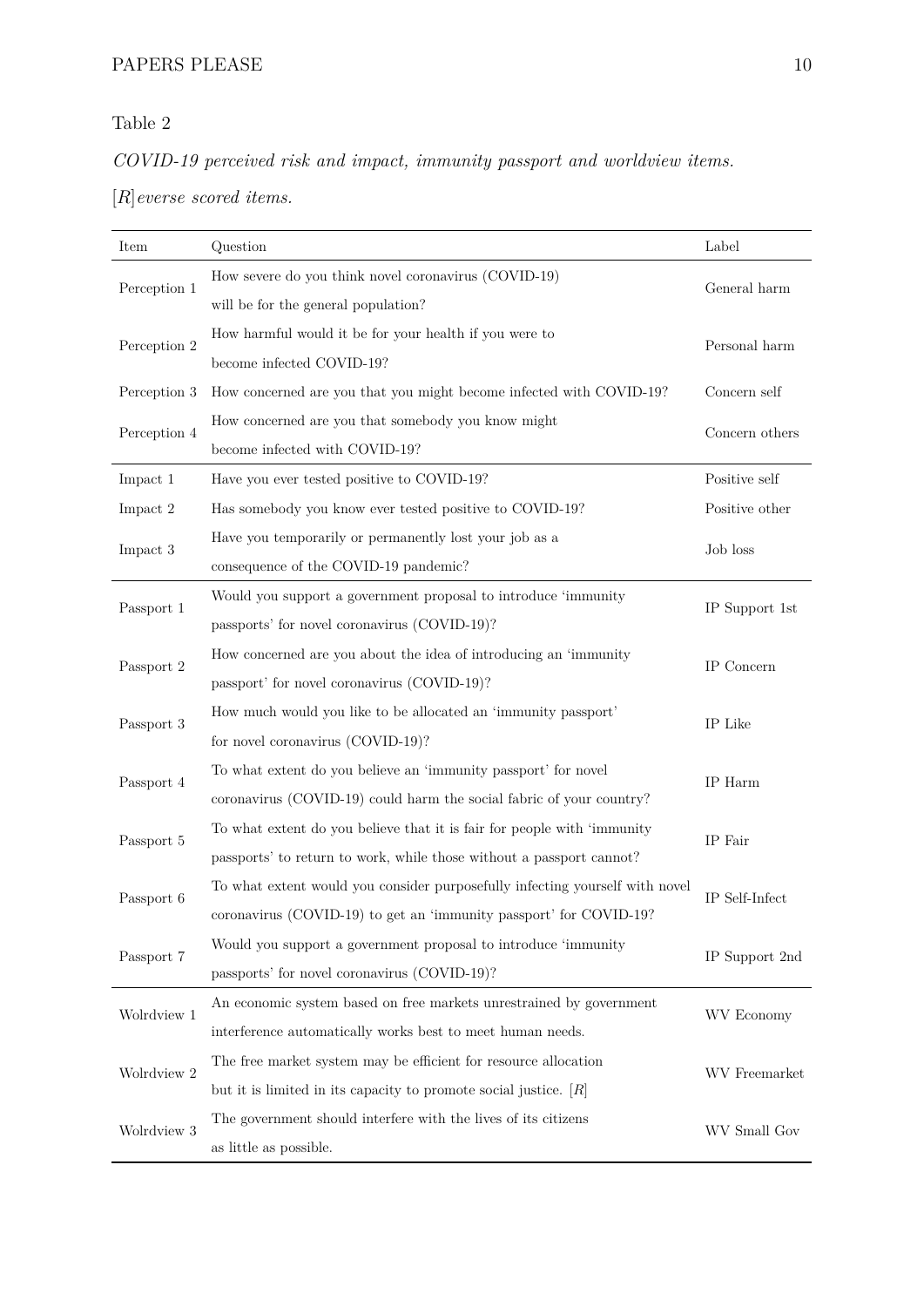Table 2

*COVID-19 perceived risk and impact, immunity passport and worldview items.*

*[R]everse scored items.*

| Item | Question | Label |
|---|---|---|
| Perception 1 | How severe do you think novel coronavirus (COVID-19) will be for the general population? | General harm |
| Perception 2 | How harmful would it be for your health if you were to become infected COVID-19? | Personal harm |
| Perception 3 | How concerned are you that you might become infected with COVID-19? | Concern self |
| Perception 4 | How concerned are you that somebody you know might become infected with COVID-19? | Concern others |
| Impact 1 | Have you ever tested positive to COVID-19? | Positive self |
| Impact 2 | Has somebody you know ever tested positive to COVID-19? | Positive other |
| Impact 3 | Have you temporarily or permanently lost your job as a consequence of the COVID-19 pandemic? | Job loss |
| Passport 1 | Would you support a government proposal to introduce 'immunity passports' for novel coronavirus (COVID-19)? | IP Support 1st |
| Passport 2 | How concerned are you about the idea of introducing an 'immunity passport' for novel coronavirus (COVID-19)? | IP Concern |
| Passport 3 | How much would you like to be allocated an 'immunity passport' for novel coronavirus (COVID-19)? | IP Like |
| Passport 4 | To what extent do you believe an 'immunity passport' for novel coronavirus (COVID-19) could harm the social fabric of your country? | IP Harm |
| Passport 5 | To what extent do you believe that it is fair for people with 'immunity passports' to return to work, while those without a passport cannot? | IP Fair |
| Passport 6 | To what extent would you consider purposefully infecting yourself with novel coronavirus (COVID-19) to get an 'immunity passport' for COVID-19? | IP Self-Infect |
| Passport 7 | Would you support a government proposal to introduce 'immunity passports' for novel coronavirus (COVID-19)? | IP Support 2nd |
| Wolrdview 1 | An economic system based on free markets unrestrained by government interference automatically works best to meet human needs. | WV Economy |
| Wolrdview 2 | The free market system may be efficient for resource allocation but it is limited in its capacity to promote social justice. [R] | WV Freemarket |
| Wolrdview 3 | The government should interfere with the lives of its citizens as little as possible. | WV Small Gov |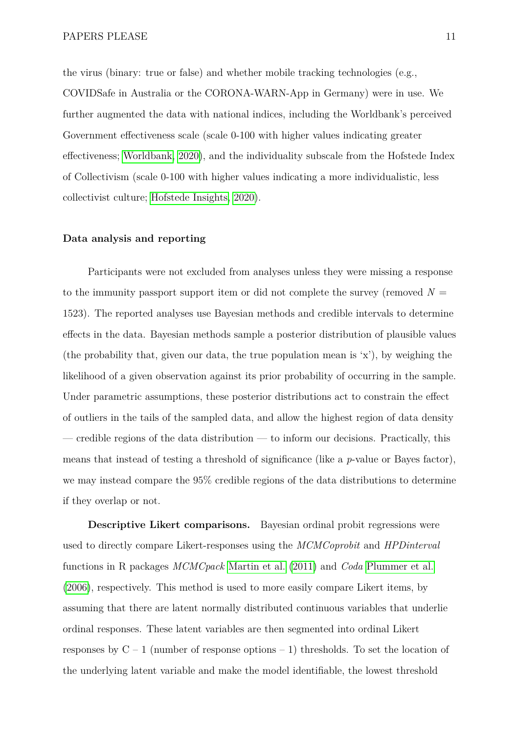the virus (binary: true or false) and whether mobile tracking technologies (e.g., COVIDSafe in Australia or the CORONA-WARN-App in Germany) were in use. We further augmented the data with national indices, including the Worldbank's perceived Government effectiveness scale (scale 0-100 with higher values indicating greater effectiveness; Worldbank, 2020), and the individuality subscale from the Hofstede Index of Collectivism (scale 0-100 with higher values indicating a more individualistic, less collectivist culture; Hofstede Insights, 2020).

### Data analysis and reporting

Participants were not excluded from analyses unless they were missing a response to the immunity passport support item or did not complete the survey (removed $N$ = 1523). The reported analyses use Bayesian methods and credible intervals to determine effects in the data. Bayesian methods sample a posterior distribution of plausible values (the probability that, given our data, the true population mean is 'x'), by weighing the likelihood of a given observation against its prior probability of occurring in the sample. Under parametric assumptions, these posterior distributions act to constrain the effect of outliers in the tails of the sampled data, and allow the highest region of data density — credible regions of the data distribution — to inform our decisions. Practically, this means that instead of testing a threshold of significance (like a $p$-value or Bayes factor), we may instead compare the 95% credible regions of the data distributions to determine if they overlap or not.

**Descriptive Likert comparisons.** Bayesian ordinal probit regressions were used to directly compare Likert-responses using the *MCMCoprobit* and *HPDinterval* functions in R packages *MCMCpack* Martin et al. (2011) and *Coda* Plummer et al. (2006), respectively. This method is used to more easily compare Likert items, by assuming that there are latent normally distributed continuous variables that underlie ordinal responses. These latent variables are then segmented into ordinal Likert responses by C – 1 (number of response options – 1) thresholds. To set the location of the underlying latent variable and make the model identifiable, the lowest threshold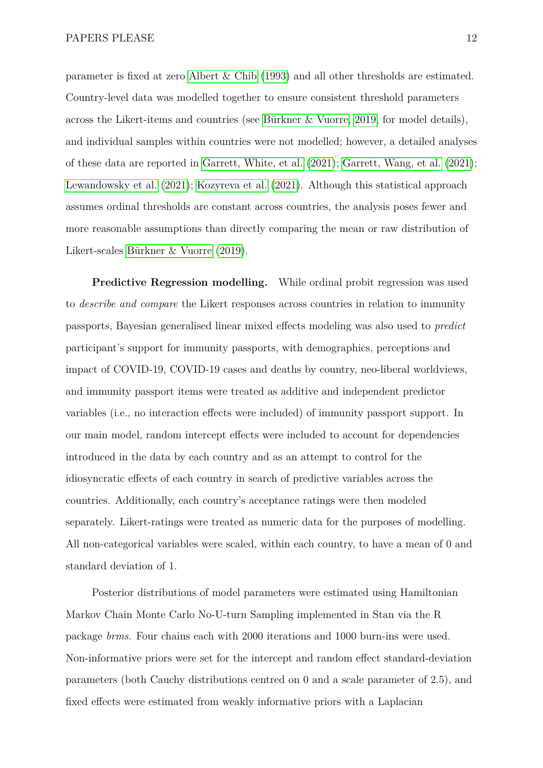parameter is fixed at zero Albert & Chib (1993) and all other thresholds are estimated. Country-level data was modelled together to ensure consistent threshold parameters across the Likert-items and countries (see Bürkner & Vuorre, 2019, for model details), and individual samples within countries were not modelled; however, a detailed analyses of these data are reported in Garrett, White, et al. (2021); Garrett, Wang, et al. (2021); Lewandowsky et al. (2021); Kozyreva et al. (2021). Although this statistical approach assumes ordinal thresholds are constant across countries, the analysis poses fewer and more reasonable assumptions than directly comparing the mean or raw distribution of Likert-scales Bürkner & Vuorre (2019).

**Predictive Regression modelling.** While ordinal probit regression was used to *describe and compare* the Likert responses across countries in relation to immunity passports, Bayesian generalised linear mixed effects modeling was also used to *predict* participant's support for immunity passports, with demographics, perceptions and impact of COVID-19, COVID-19 cases and deaths by country, neo-liberal worldviews, and immunity passport items were treated as additive and independent predictor variables (i.e., no interaction effects were included) of immunity passport support. In our main model, random intercept effects were included to account for dependencies introduced in the data by each country and as an attempt to control for the idiosyncratic effects of each country in search of predictive variables across the countries. Additionally, each country's acceptance ratings were then modeled separately. Likert-ratings were treated as numeric data for the purposes of modelling. All non-categorical variables were scaled, within each country, to have a mean of 0 and standard deviation of 1.

Posterior distributions of model parameters were estimated using Hamiltonian Markov Chain Monte Carlo No-U-turn Sampling implemented in Stan via the R package *brms*. Four chains each with 2000 iterations and 1000 burn-ins were used. Non-informative priors were set for the intercept and random effect standard-deviation parameters (both Cauchy distributions centred on 0 and a scale parameter of 2.5), and fixed effects were estimated from weakly informative priors with a Laplacian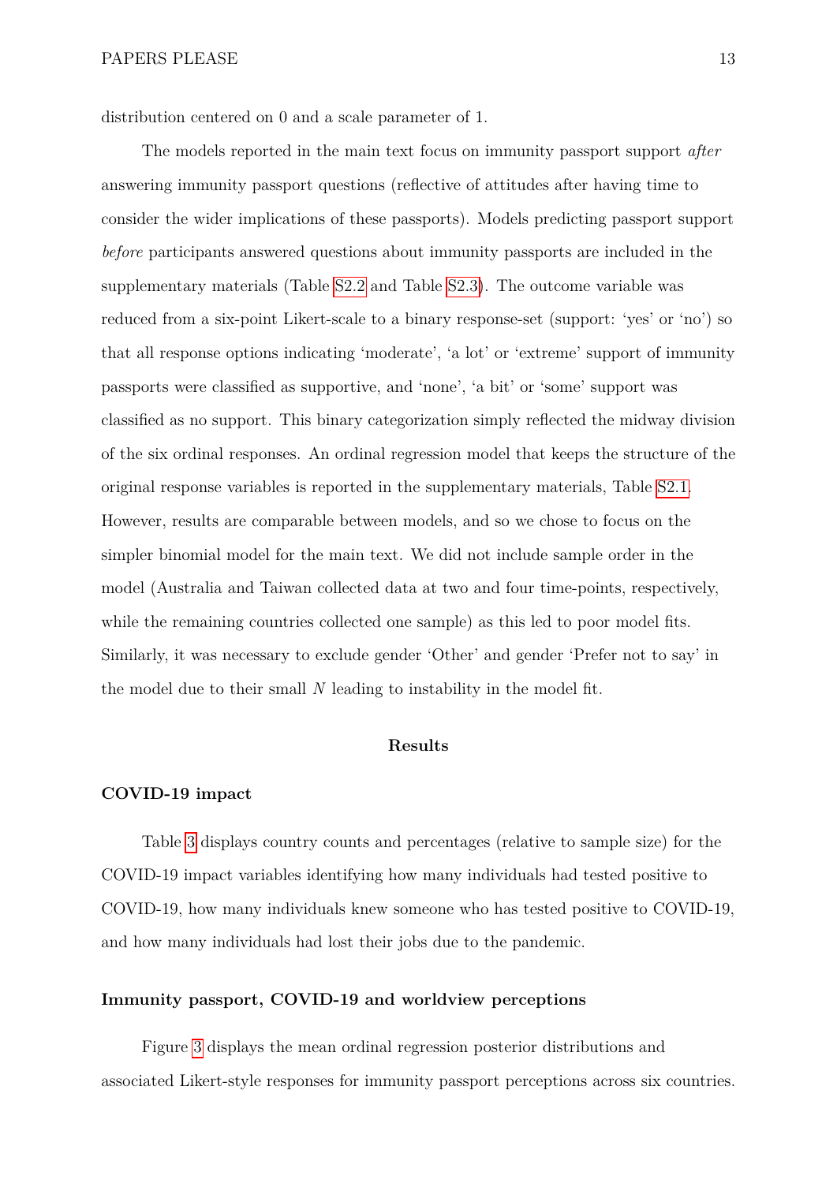distribution centered on 0 and a scale parameter of 1.

The models reported in the main text focus on immunity passport support *after* answering immunity passport questions (reflective of attitudes after having time to consider the wider implications of these passports). Models predicting passport support *before* participants answered questions about immunity passports are included in the supplementary materials (Table S2.2 and Table S2.3). The outcome variable was reduced from a six-point Likert-scale to a binary response-set (support: 'yes' or 'no') so that all response options indicating 'moderate', 'a lot' or 'extreme' support of immunity passports were classified as supportive, and 'none', 'a bit' or 'some' support was classified as no support. This binary categorization simply reflected the midway division of the six ordinal responses. An ordinal regression model that keeps the structure of the original response variables is reported in the supplementary materials, Table S2.1. However, results are comparable between models, and so we chose to focus on the simpler binomial model for the main text. We did not include sample order in the model (Australia and Taiwan collected data at two and four time-points, respectively, while the remaining countries collected one sample) as this led to poor model fits. Similarly, it was necessary to exclude gender 'Other' and gender 'Prefer not to say' in the model due to their small *N* leading to instability in the model fit.

## Results

### COVID-19 impact

Table 3 displays country counts and percentages (relative to sample size) for the COVID-19 impact variables identifying how many individuals had tested positive to COVID-19, how many individuals knew someone who has tested positive to COVID-19, and how many individuals had lost their jobs due to the pandemic.

### Immunity passport, COVID-19 and worldview perceptions

Figure 3 displays the mean ordinal regression posterior distributions and associated Likert-style responses for immunity passport perceptions across six countries.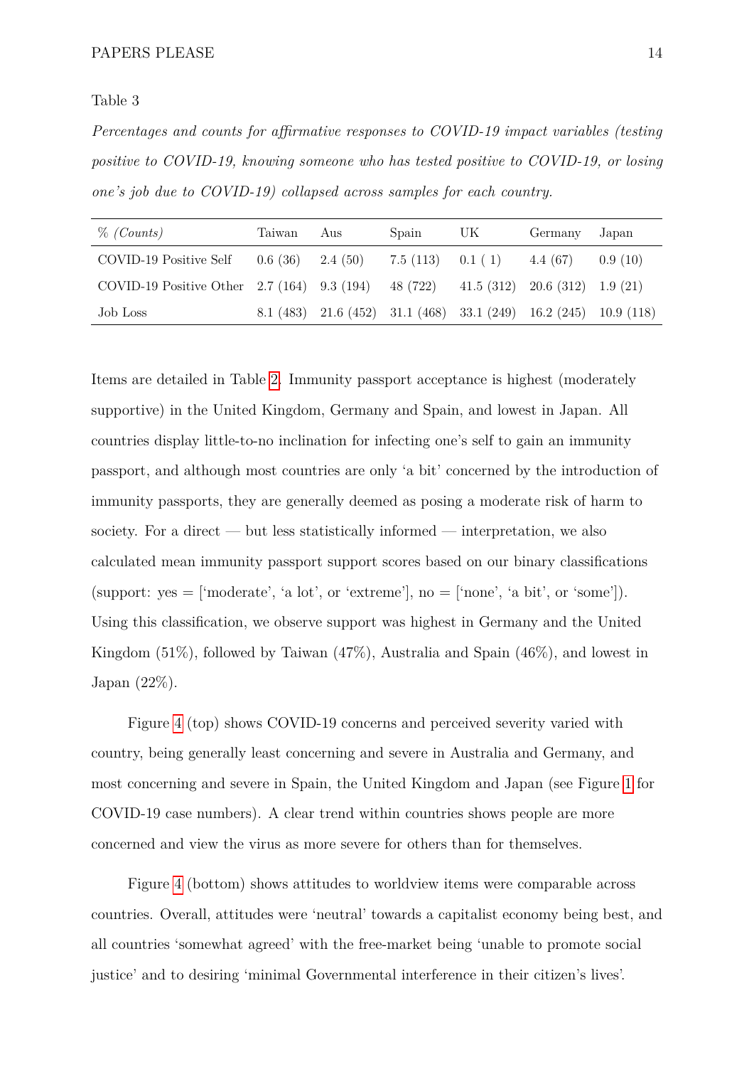Table 3

*Percentages and counts for affirmative responses to COVID-19 impact variables (testing positive to COVID-19, knowing someone who has tested positive to COVID-19, or losing one's job due to COVID-19) collapsed across samples for each country.*

| % *(Counts)* | Taiwan | Aus | Spain | UK | Germany | Japan |
|---|---|---|---|---|---|---|
| COVID-19 Positive Self | 0.6 (36) | 2.4 (50) | 7.5 (113) | 0.1 ( 1) | 4.4 (67) | 0.9 (10) |
| COVID-19 Positive Other | 2.7 (164) | 9.3 (194) | 48 (722) | 41.5 (312) | 20.6 (312) | 1.9 (21) |
| Job Loss | 8.1 (483) | 21.6 (452) | 31.1 (468) | 33.1 (249) | 16.2 (245) | 10.9 (118) |

Items are detailed in Table 2. Immunity passport acceptance is highest (moderately supportive) in the United Kingdom, Germany and Spain, and lowest in Japan. All countries display little-to-no inclination for infecting one's self to gain an immunity passport, and although most countries are only 'a bit' concerned by the introduction of immunity passports, they are generally deemed as posing a moderate risk of harm to society. For a direct — but less statistically informed — interpretation, we also calculated mean immunity passport support scores based on our binary classifications (support: yes = ['moderate', 'a lot', or 'extreme'], no = ['none', 'a bit', or 'some']). Using this classification, we observe support was highest in Germany and the United Kingdom (51%), followed by Taiwan (47%), Australia and Spain (46%), and lowest in Japan (22%).

Figure 4 (top) shows COVID-19 concerns and perceived severity varied with country, being generally least concerning and severe in Australia and Germany, and most concerning and severe in Spain, the United Kingdom and Japan (see Figure 1 for COVID-19 case numbers). A clear trend within countries shows people are more concerned and view the virus as more severe for others than for themselves.

Figure 4 (bottom) shows attitudes to worldview items were comparable across countries. Overall, attitudes were 'neutral' towards a capitalist economy being best, and all countries 'somewhat agreed' with the free-market being 'unable to promote social justice' and to desiring 'minimal Governmental interference in their citizen's lives'.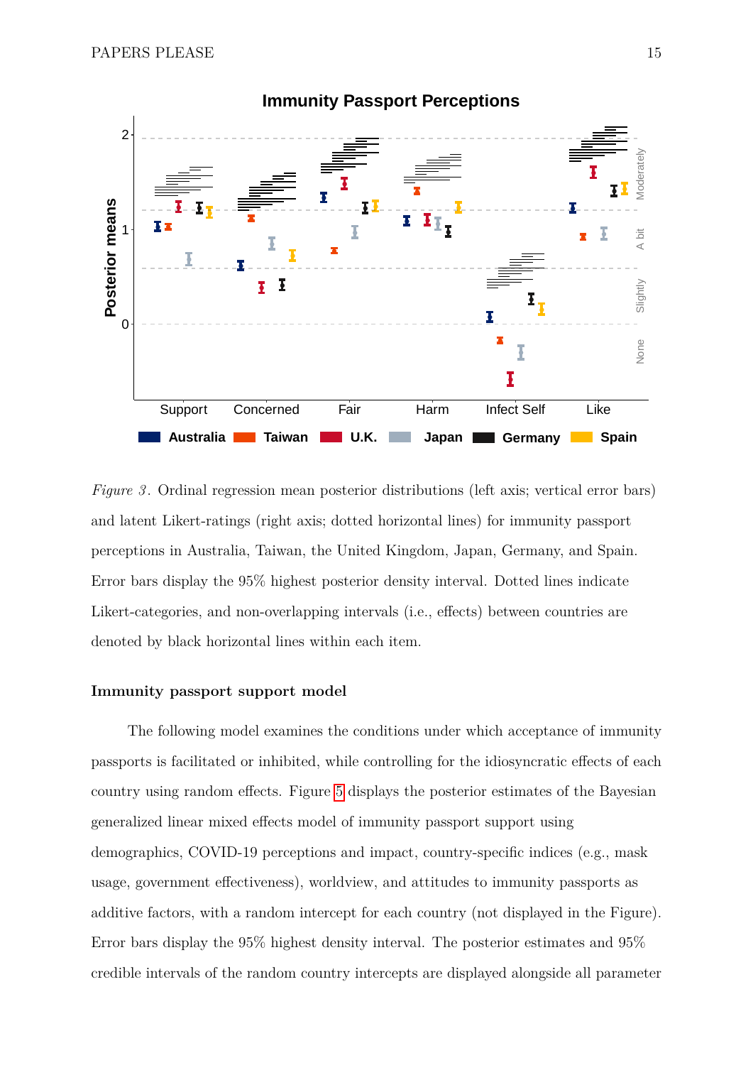*Figure 3*. Ordinal regression mean posterior distributions (left axis; vertical error bars) and latent Likert-ratings (right axis; dotted horizontal lines) for immunity passport perceptions in Australia, Taiwan, the United Kingdom, Japan, Germany, and Spain. Error bars display the 95% highest posterior density interval. Dotted lines indicate Likert-categories, and non-overlapping intervals (i.e., effects) between countries are denoted by black horizontal lines within each item.

#### Immunity passport support model

The following model examines the conditions under which acceptance of immunity passports is facilitated or inhibited, while controlling for the idiosyncratic effects of each country using random effects. Figure 5 displays the posterior estimates of the Bayesian generalized linear mixed effects model of immunity passport support using demographics, COVID-19 perceptions and impact, country-specific indices (e.g., mask usage, government effectiveness), worldview, and attitudes to immunity passports as additive factors, with a random intercept for each country (not displayed in the Figure). Error bars display the 95% highest density interval. The posterior estimates and 95% credible intervals of the random country intercepts are displayed alongside all parameter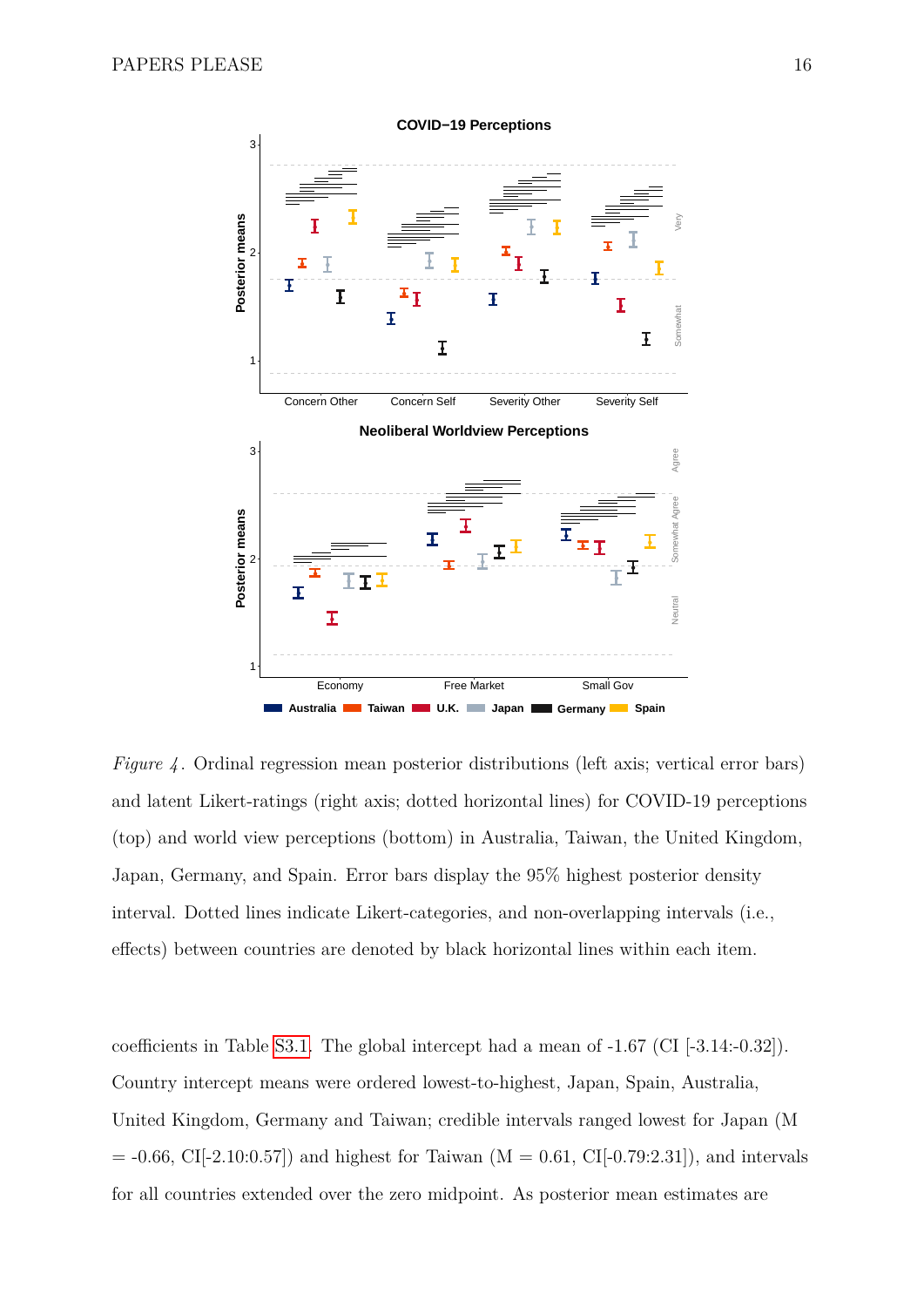*Figure 4*. Ordinal regression mean posterior distributions (left axis; vertical error bars) and latent Likert-ratings (right axis; dotted horizontal lines) for COVID-19 perceptions (top) and world view perceptions (bottom) in Australia, Taiwan, the United Kingdom, Japan, Germany, and Spain. Error bars display the 95% highest posterior density interval. Dotted lines indicate Likert-categories, and non-overlapping intervals (i.e., effects) between countries are denoted by black horizontal lines within each item.

coefficients in Table S3.1. The global intercept had a mean of -1.67 (CI [-3.14:-0.32]). Country intercept means were ordered lowest-to-highest, Japan, Spain, Australia, United Kingdom, Germany and Taiwan; credible intervals ranged lowest for Japan (M = -0.66, CI[-2.10:0.57]) and highest for Taiwan (M = 0.61, CI[-0.79:2.31]), and intervals for all countries extended over the zero midpoint. As posterior mean estimates are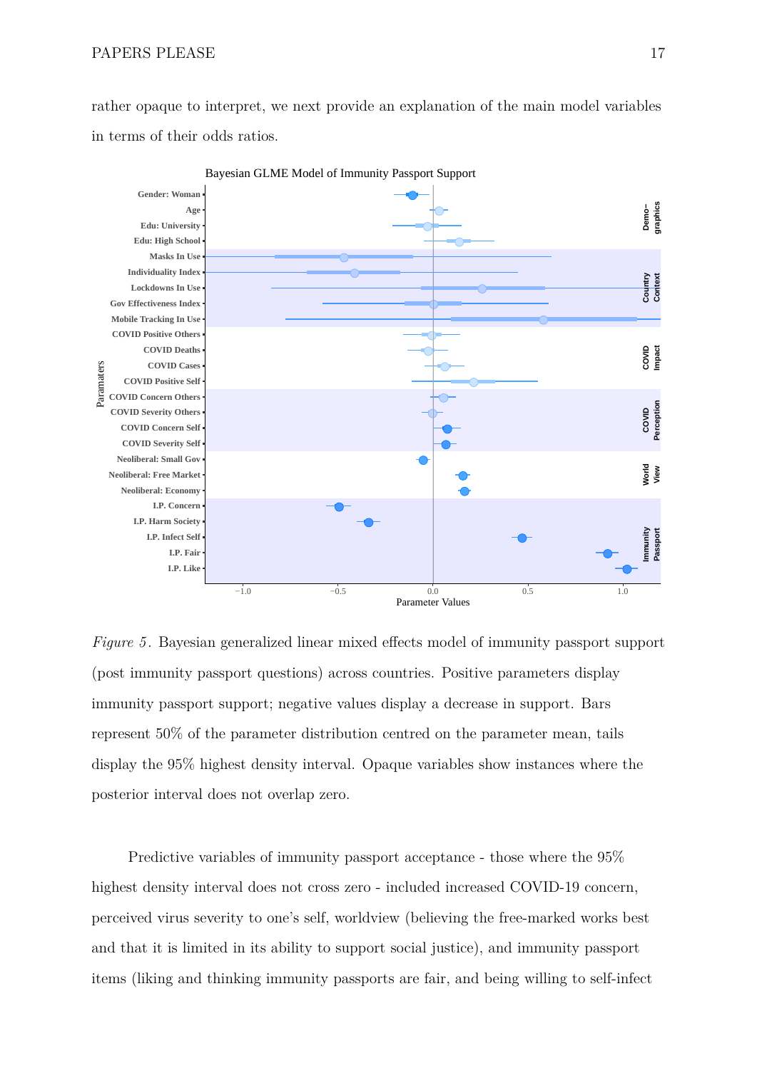rather opaque to interpret, we next provide an explanation of the main model variables in terms of their odds ratios.

*Figure 5*. Bayesian generalized linear mixed effects model of immunity passport support (post immunity passport questions) across countries. Positive parameters display immunity passport support; negative values display a decrease in support. Bars represent 50% of the parameter distribution centred on the parameter mean, tails display the 95% highest density interval. Opaque variables show instances where the posterior interval does not overlap zero.

Predictive variables of immunity passport acceptance - those where the 95% highest density interval does not cross zero - included increased COVID-19 concern, perceived virus severity to one's self, worldview (believing the free-marked works best and that it is limited in its ability to support social justice), and immunity passport items (liking and thinking immunity passports are fair, and being willing to self-infect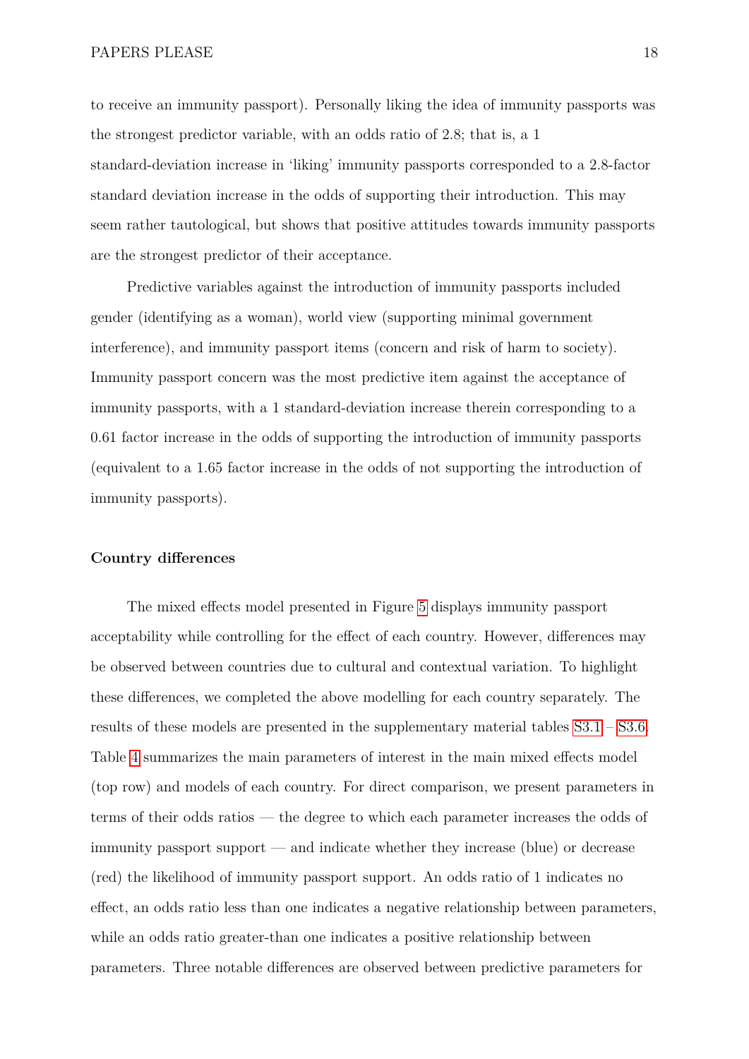to receive an immunity passport). Personally liking the idea of immunity passports was the strongest predictor variable, with an odds ratio of 2.8; that is, a 1 standard-deviation increase in 'liking' immunity passports corresponded to a 2.8-factor standard deviation increase in the odds of supporting their introduction. This may seem rather tautological, but shows that positive attitudes towards immunity passports are the strongest predictor of their acceptance.

Predictive variables against the introduction of immunity passports included gender (identifying as a woman), world view (supporting minimal government interference), and immunity passport items (concern and risk of harm to society). Immunity passport concern was the most predictive item against the acceptance of immunity passports, with a 1 standard-deviation increase therein corresponding to a 0.61 factor increase in the odds of supporting the introduction of immunity passports (equivalent to a 1.65 factor increase in the odds of not supporting the introduction of immunity passports).

### Country differences

The mixed effects model presented in Figure 5 displays immunity passport acceptability while controlling for the effect of each country. However, differences may be observed between countries due to cultural and contextual variation. To highlight these differences, we completed the above modelling for each country separately. The results of these models are presented in the supplementary material tables S3.1 – S3.6. Table 4 summarizes the main parameters of interest in the main mixed effects model (top row) and models of each country. For direct comparison, we present parameters in terms of their odds ratios — the degree to which each parameter increases the odds of immunity passport support — and indicate whether they increase (blue) or decrease (red) the likelihood of immunity passport support. An odds ratio of 1 indicates no effect, an odds ratio less than one indicates a negative relationship between parameters, while an odds ratio greater-than one indicates a positive relationship between parameters. Three notable differences are observed between predictive parameters for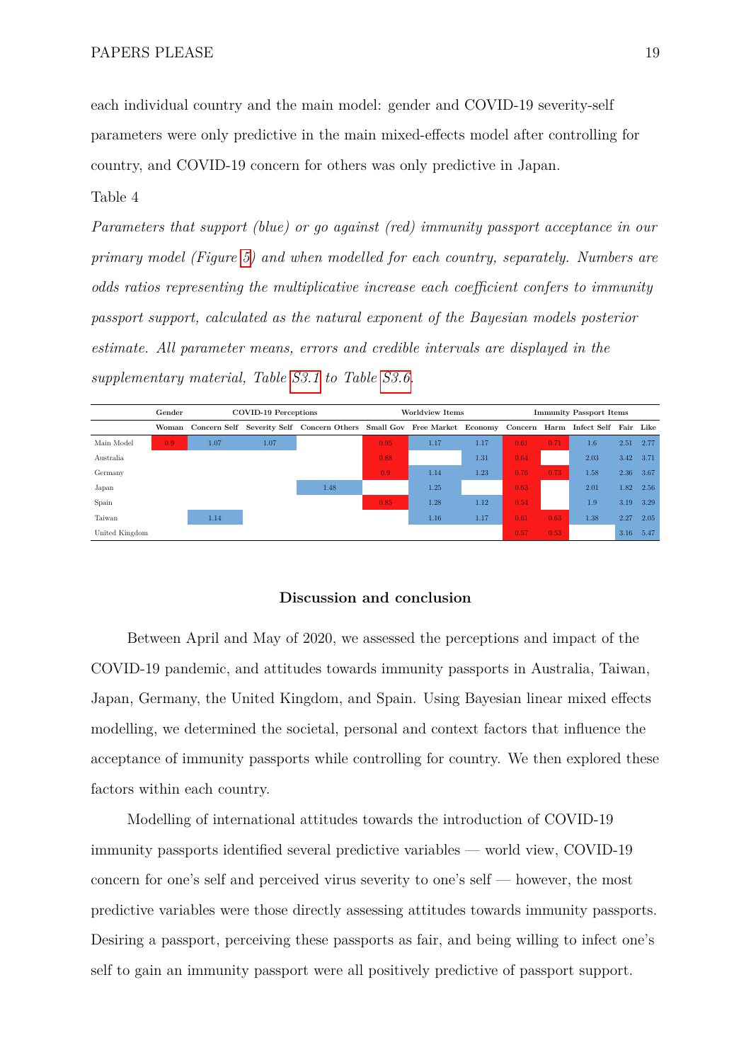each individual country and the main model: gender and COVID-19 severity-self parameters were only predictive in the main mixed-effects model after controlling for country, and COVID-19 concern for others was only predictive in Japan.

Table 4

*Parameters that support (blue) or go against (red) immunity passport acceptance in our primary model (Figure 5) and when modelled for each country, separately. Numbers are odds ratios representing the multiplicative increase each coefficient confers to immunity passport support, calculated as the natural exponent of the Bayesian models posterior estimate. All parameter means, errors and credible intervals are displayed in the supplementary material, Table S3.1 to Table S3.6.*

| | Gender | COVID-19 Perceptions | | | Worldview Items | | | Immunity Passport Items | | | | |
|---|---|---|---|---|---|---|---|---|---|---|---|---|
| | Woman | Concern Self | Severity Self | Concern Others | Small Gov | Free Market | Economy | Concern | Harm | Infect Self | Fair | Like |
| Main Model | 0.9 | 1.07 | 1.07 | | 0.95 | 1.17 | 1.17 | 0.61 | 0.71 | 1.6 | 2.51 | 2.77 |
| Australia | | | | | 0.88 | | 1.31 | 0.64 | | 2.03 | 3.42 | 3.71 |
| Germany | | | | | 0.9 | 1.14 | 1.23 | 0.76 | 0.73 | 1.58 | 2.36 | 3.67 |
| Japan | | | | 1.48 | | 1.25 | | 0.63 | | 2.01 | 1.82 | 2.56 |
| Spain | | | | | 0.85 | 1.28 | 1.12 | 0.54 | | 1.9 | 3.19 | 3.29 |
| Taiwan | | 1.14 | | | | 1.16 | 1.17 | 0.61 | 0.63 | 1.38 | 2.27 | 2.05 |
| United Kingdom | | | | | | | | 0.57 | 0.53 | | 3.16 | 5.47 |

## Discussion and conclusion

Between April and May of 2020, we assessed the perceptions and impact of the COVID-19 pandemic, and attitudes towards immunity passports in Australia, Taiwan, Japan, Germany, the United Kingdom, and Spain. Using Bayesian linear mixed effects modelling, we determined the societal, personal and context factors that influence the acceptance of immunity passports while controlling for country. We then explored these factors within each country.

Modelling of international attitudes towards the introduction of COVID-19 immunity passports identified several predictive variables — world view, COVID-19 concern for one's self and perceived virus severity to one's self — however, the most predictive variables were those directly assessing attitudes towards immunity passports. Desiring a passport, perceiving these passports as fair, and being willing to infect one's self to gain an immunity passport were all positively predictive of passport support.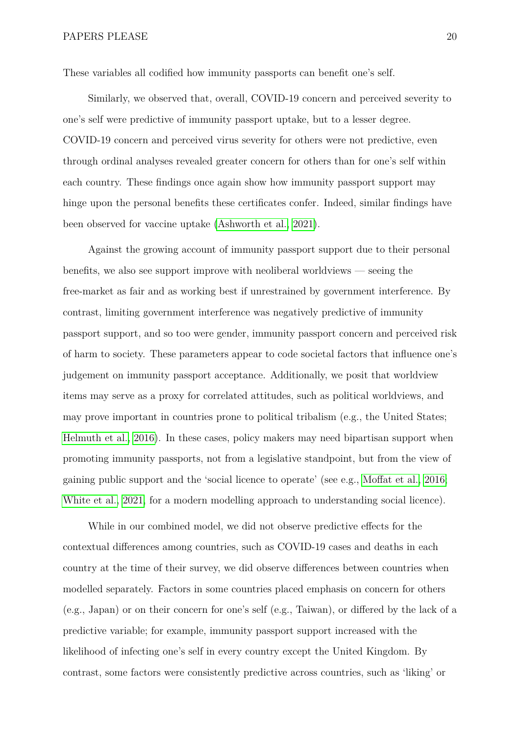These variables all codified how immunity passports can benefit one's self.

Similarly, we observed that, overall, COVID-19 concern and perceived severity to one's self were predictive of immunity passport uptake, but to a lesser degree. COVID-19 concern and perceived virus severity for others were not predictive, even through ordinal analyses revealed greater concern for others than for one's self within each country. These findings once again show how immunity passport support may hinge upon the personal benefits these certificates confer. Indeed, similar findings have been observed for vaccine uptake (Ashworth et al., 2021).

Against the growing account of immunity passport support due to their personal benefits, we also see support improve with neoliberal worldviews — seeing the free-market as fair and as working best if unrestrained by government interference. By contrast, limiting government interference was negatively predictive of immunity passport support, and so too were gender, immunity passport concern and perceived risk of harm to society. These parameters appear to code societal factors that influence one's judgement on immunity passport acceptance. Additionally, we posit that worldview items may serve as a proxy for correlated attitudes, such as political worldviews, and may prove important in countries prone to political tribalism (e.g., the United States; Helmuth et al., 2016). In these cases, policy makers may need bipartisan support when promoting immunity passports, not from a legislative standpoint, but from the view of gaining public support and the 'social licence to operate' (see e.g., Moffat et al., 2016; White et al., 2021, for a modern modelling approach to understanding social licence).

While in our combined model, we did not observe predictive effects for the contextual differences among countries, such as COVID-19 cases and deaths in each country at the time of their survey, we did observe differences between countries when modelled separately. Factors in some countries placed emphasis on concern for others (e.g., Japan) or on their concern for one's self (e.g., Taiwan), or differed by the lack of a predictive variable; for example, immunity passport support increased with the likelihood of infecting one's self in every country except the United Kingdom. By contrast, some factors were consistently predictive across countries, such as 'liking' or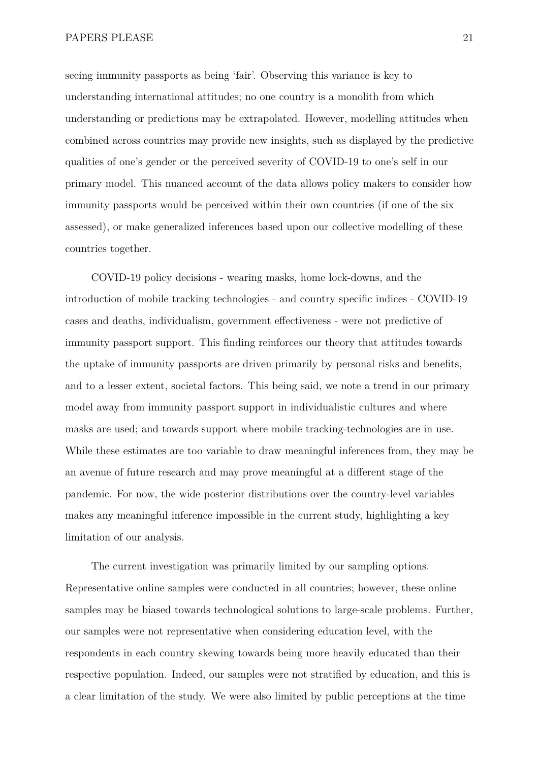seeing immunity passports as being 'fair'. Observing this variance is key to understanding international attitudes; no one country is a monolith from which understanding or predictions may be extrapolated. However, modelling attitudes when combined across countries may provide new insights, such as displayed by the predictive qualities of one's gender or the perceived severity of COVID-19 to one's self in our primary model. This nuanced account of the data allows policy makers to consider how immunity passports would be perceived within their own countries (if one of the six assessed), or make generalized inferences based upon our collective modelling of these countries together.

COVID-19 policy decisions - wearing masks, home lock-downs, and the introduction of mobile tracking technologies - and country specific indices - COVID-19 cases and deaths, individualism, government effectiveness - were not predictive of immunity passport support. This finding reinforces our theory that attitudes towards the uptake of immunity passports are driven primarily by personal risks and benefits, and to a lesser extent, societal factors. This being said, we note a trend in our primary model away from immunity passport support in individualistic cultures and where masks are used; and towards support where mobile tracking-technologies are in use. While these estimates are too variable to draw meaningful inferences from, they may be an avenue of future research and may prove meaningful at a different stage of the pandemic. For now, the wide posterior distributions over the country-level variables makes any meaningful inference impossible in the current study, highlighting a key limitation of our analysis.

The current investigation was primarily limited by our sampling options. Representative online samples were conducted in all countries; however, these online samples may be biased towards technological solutions to large-scale problems. Further, our samples were not representative when considering education level, with the respondents in each country skewing towards being more heavily educated than their respective population. Indeed, our samples were not stratified by education, and this is a clear limitation of the study. We were also limited by public perceptions at the time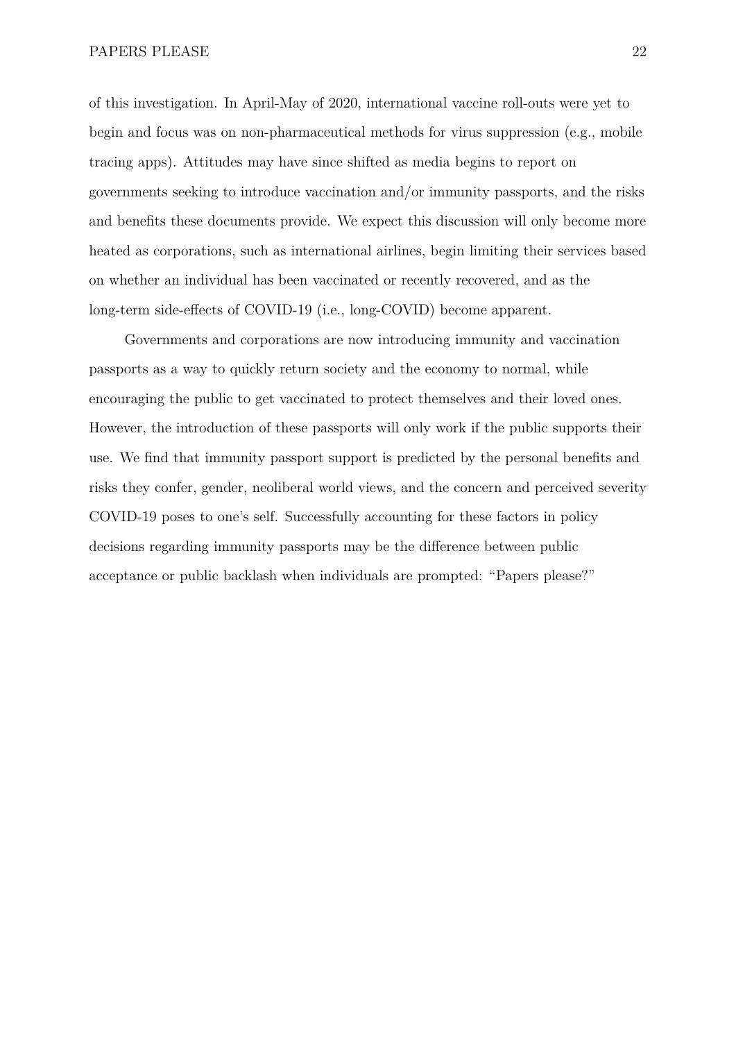of this investigation. In April-May of 2020, international vaccine roll-outs were yet to begin and focus was on non-pharmaceutical methods for virus suppression (e.g., mobile tracing apps). Attitudes may have since shifted as media begins to report on governments seeking to introduce vaccination and/or immunity passports, and the risks and benefits these documents provide. We expect this discussion will only become more heated as corporations, such as international airlines, begin limiting their services based on whether an individual has been vaccinated or recently recovered, and as the long-term side-effects of COVID-19 (i.e., long-COVID) become apparent.

Governments and corporations are now introducing immunity and vaccination passports as a way to quickly return society and the economy to normal, while encouraging the public to get vaccinated to protect themselves and their loved ones. However, the introduction of these passports will only work if the public supports their use. We find that immunity passport support is predicted by the personal benefits and risks they confer, gender, neoliberal world views, and the concern and perceived severity COVID-19 poses to one's self. Successfully accounting for these factors in policy decisions regarding immunity passports may be the difference between public acceptance or public backlash when individuals are prompted: "Papers please?"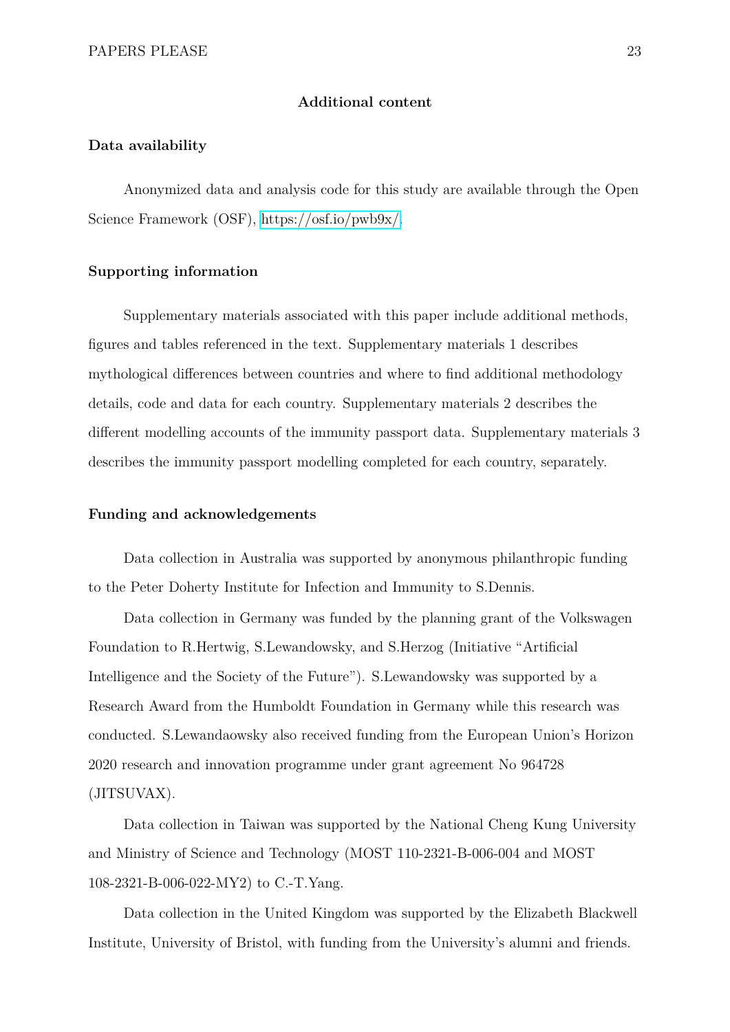## Additional content

### Data availability

Anonymized data and analysis code for this study are available through the Open Science Framework (OSF), https://osf.io/pwb9x/.

### Supporting information

Supplementary materials associated with this paper include additional methods, figures and tables referenced in the text. Supplementary materials 1 describes mythological differences between countries and where to find additional methodology details, code and data for each country. Supplementary materials 2 describes the different modelling accounts of the immunity passport data. Supplementary materials 3 describes the immunity passport modelling completed for each country, separately.

### Funding and acknowledgements

Data collection in Australia was supported by anonymous philanthropic funding to the Peter Doherty Institute for Infection and Immunity to S.Dennis.

Data collection in Germany was funded by the planning grant of the Volkswagen Foundation to R.Hertwig, S.Lewandowsky, and S.Herzog (Initiative "Artificial Intelligence and the Society of the Future"). S.Lewandowsky was supported by a Research Award from the Humboldt Foundation in Germany while this research was conducted. S.Lewandaowsky also received funding from the European Union's Horizon 2020 research and innovation programme under grant agreement No 964728 (JITSUVAX).

Data collection in Taiwan was supported by the National Cheng Kung University and Ministry of Science and Technology (MOST 110-2321-B-006-004 and MOST 108-2321-B-006-022-MY2) to C.-T.Yang.

Data collection in the United Kingdom was supported by the Elizabeth Blackwell Institute, University of Bristol, with funding from the University's alumni and friends.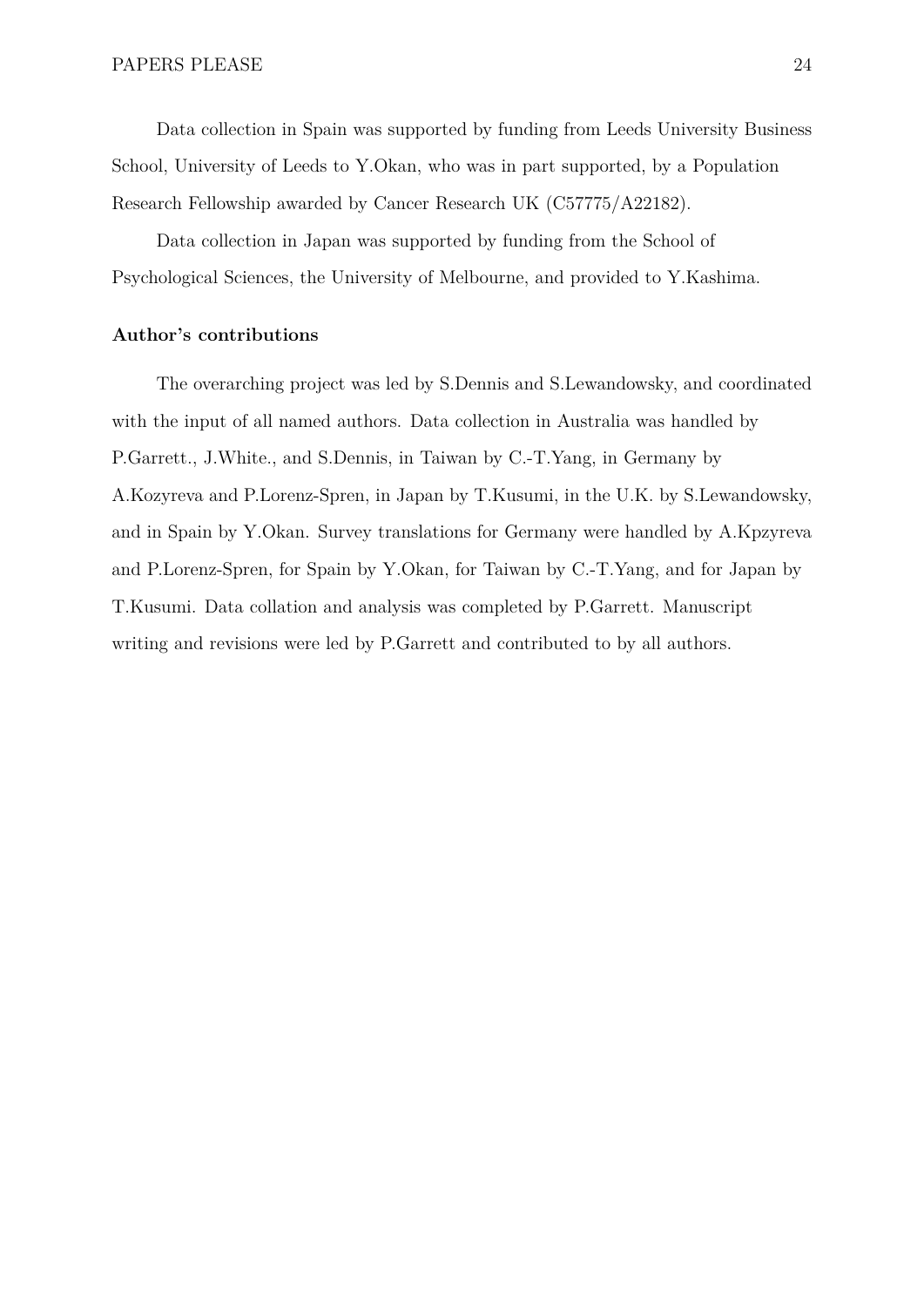Data collection in Spain was supported by funding from Leeds University Business School, University of Leeds to Y.Okan, who was in part supported, by a Population Research Fellowship awarded by Cancer Research UK (C57775/A22182).

Data collection in Japan was supported by funding from the School of Psychological Sciences, the University of Melbourne, and provided to Y.Kashima.

### Author's contributions

The overarching project was led by S.Dennis and S.Lewandowsky, and coordinated with the input of all named authors. Data collection in Australia was handled by P.Garrett., J.White., and S.Dennis, in Taiwan by C.-T.Yang, in Germany by A.Kozyreva and P.Lorenz-Spren, in Japan by T.Kusumi, in the U.K. by S.Lewandowsky, and in Spain by Y.Okan. Survey translations for Germany were handled by A.Kpzyreva and P.Lorenz-Spren, for Spain by Y.Okan, for Taiwan by C.-T.Yang, and for Japan by T.Kusumi. Data collation and analysis was completed by P.Garrett. Manuscript writing and revisions were led by P.Garrett and contributed to by all authors.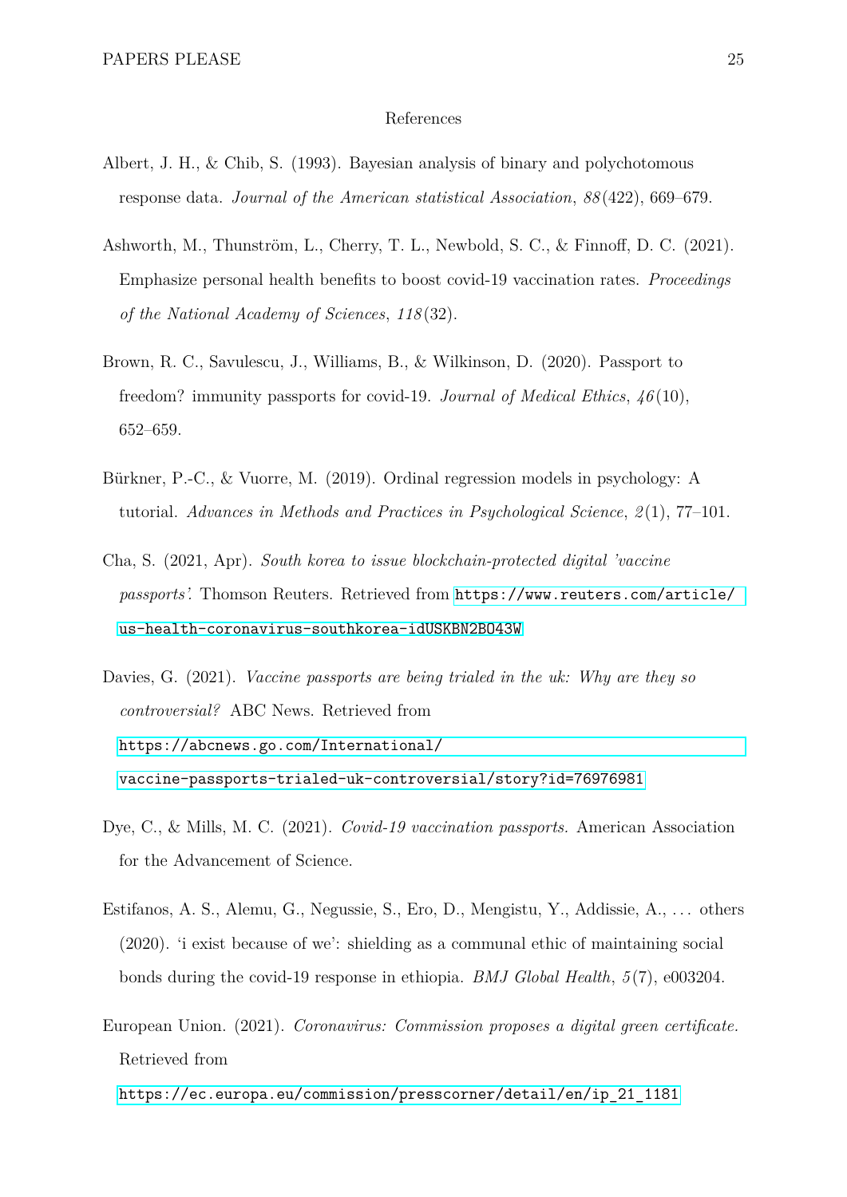# References

Albert, J. H., & Chib, S. (1993). Bayesian analysis of binary and polychotomous response data. *Journal of the American statistical Association*, *88*(422), 669–679.

Ashworth, M., Thunström, L., Cherry, T. L., Newbold, S. C., & Finnoff, D. C. (2021). Emphasize personal health benefits to boost covid-19 vaccination rates. *Proceedings of the National Academy of Sciences*, *118*(32).

Brown, R. C., Savulescu, J., Williams, B., & Wilkinson, D. (2020). Passport to freedom? immunity passports for covid-19. *Journal of Medical Ethics*, *46*(10), 652–659.

Bürkner, P.-C., & Vuorre, M. (2019). Ordinal regression models in psychology: A tutorial. *Advances in Methods and Practices in Psychological Science*, *2*(1), 77–101.

Cha, S. (2021, Apr). *South korea to issue blockchain-protected digital 'vaccine passports'.* Thomson Reuters. Retrieved from https://www.reuters.com/article/us-health-coronavirus-southkorea-idUSKBN2BO43W

Davies, G. (2021). *Vaccine passports are being trialed in the uk: Why are they so controversial?* ABC News. Retrieved from https://abcnews.go.com/International/vaccine-passports-trialed-uk-controversial/story?id=76976981

Dye, C., & Mills, M. C. (2021). *Covid-19 vaccination passports.* American Association for the Advancement of Science.

Estifanos, A. S., Alemu, G., Negussie, S., Ero, D., Mengistu, Y., Addissie, A., ... others (2020). 'i exist because of we': shielding as a communal ethic of maintaining social bonds during the covid-19 response in ethiopia. *BMJ Global Health*, *5*(7), e003204.

European Union. (2021). *Coronavirus: Commission proposes a digital green certificate.* Retrieved from https://ec.europa.eu/commission/presscorner/detail/en/ip_21_1181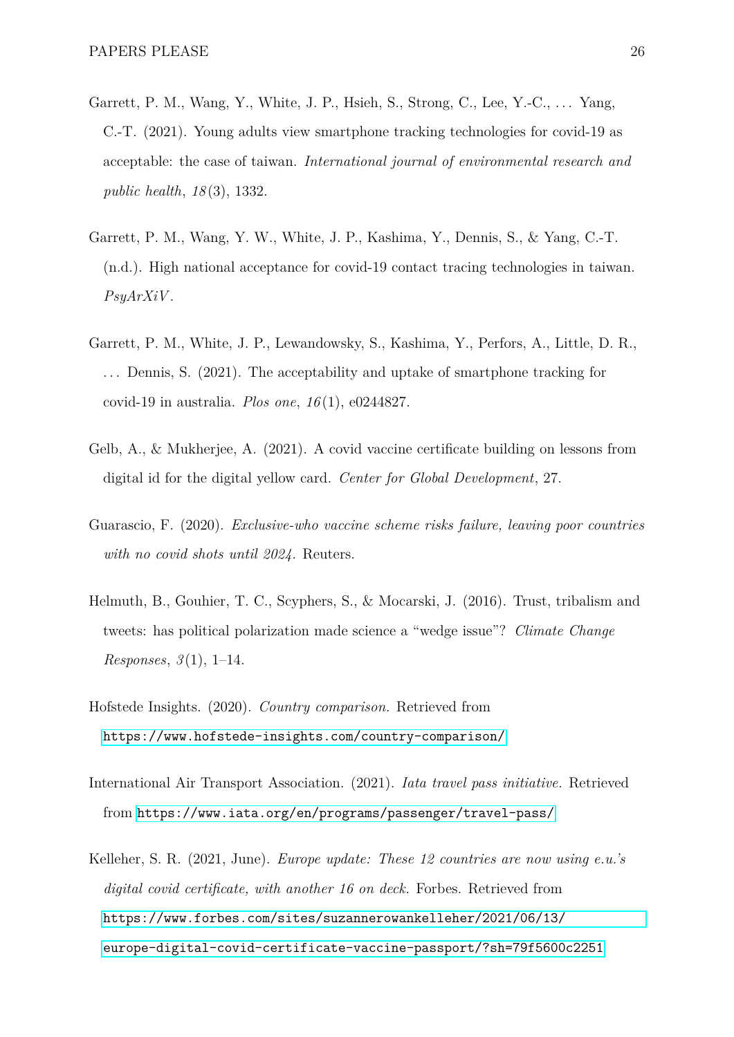Garrett, P. M., Wang, Y., White, J. P., Hsieh, S., Strong, C., Lee, Y.-C., . . . Yang, C.-T. (2021). Young adults view smartphone tracking technologies for covid-19 as acceptable: the case of taiwan. *International journal of environmental research and public health*, *18*(3), 1332.

Garrett, P. M., Wang, Y. W., White, J. P., Kashima, Y., Dennis, S., & Yang, C.-T. (n.d.). High national acceptance for covid-19 contact tracing technologies in taiwan. *PsyArXiV*.

Garrett, P. M., White, J. P., Lewandowsky, S., Kashima, Y., Perfors, A., Little, D. R., . . . Dennis, S. (2021). The acceptability and uptake of smartphone tracking for covid-19 in australia. *Plos one*, *16*(1), e0244827.

Gelb, A., & Mukherjee, A. (2021). A covid vaccine certificate building on lessons from digital id for the digital yellow card. *Center for Global Development*, 27.

Guarascio, F. (2020). *Exclusive-who vaccine scheme risks failure, leaving poor countries with no covid shots until 2024.* Reuters.

Helmuth, B., Gouhier, T. C., Scyphers, S., & Mocarski, J. (2016). Trust, tribalism and tweets: has political polarization made science a "wedge issue"? *Climate Change Responses*, *3*(1), 1–14.

Hofstede Insights. (2020). *Country comparison.* Retrieved from https://www.hofstede-insights.com/country-comparison/

International Air Transport Association. (2021). *Iata travel pass initiative.* Retrieved from https://www.iata.org/en/programs/passenger/travel-pass/

Kelleher, S. R. (2021, June). *Europe update: These 12 countries are now using e.u.'s digital covid certificate, with another 16 on deck.* Forbes. Retrieved from https://www.forbes.com/sites/suzannerowankelleher/2021/06/13/europe-digital-covid-certificate-vaccine-passport/?sh=79f5600c2251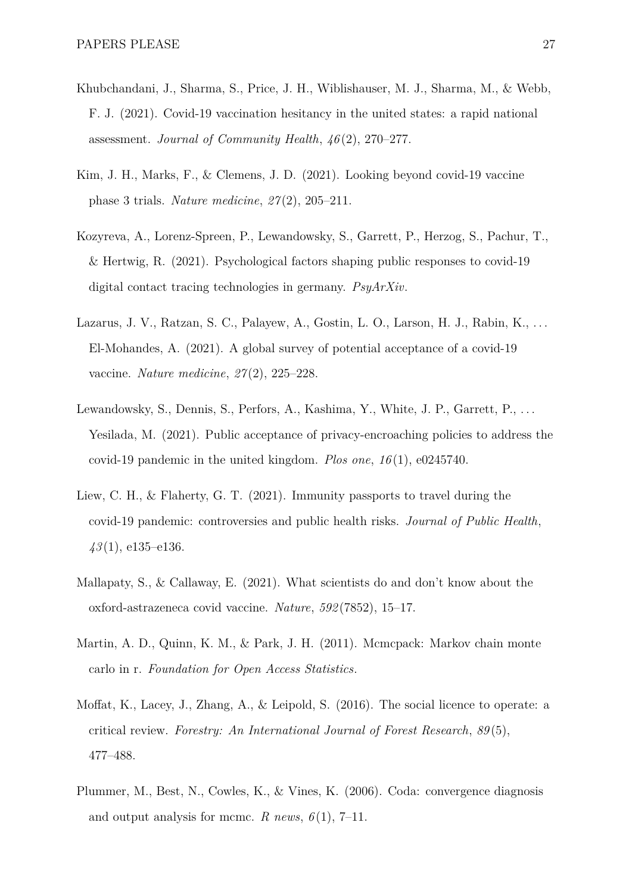Khubchandani, J., Sharma, S., Price, J. H., Wiblishauser, M. J., Sharma, M., & Webb, F. J. (2021). Covid-19 vaccination hesitancy in the united states: a rapid national assessment. *Journal of Community Health*, *46*(2), 270–277.

Kim, J. H., Marks, F., & Clemens, J. D. (2021). Looking beyond covid-19 vaccine phase 3 trials. *Nature medicine*, *27*(2), 205–211.

Kozyreva, A., Lorenz-Spreen, P., Lewandowsky, S., Garrett, P., Herzog, S., Pachur, T., & Hertwig, R. (2021). Psychological factors shaping public responses to covid-19 digital contact tracing technologies in germany. *PsyArXiv*.

Lazarus, J. V., Ratzan, S. C., Palayew, A., Gostin, L. O., Larson, H. J., Rabin, K., ... El-Mohandes, A. (2021). A global survey of potential acceptance of a covid-19 vaccine. *Nature medicine*, *27*(2), 225–228.

Lewandowsky, S., Dennis, S., Perfors, A., Kashima, Y., White, J. P., Garrett, P., ... Yesilada, M. (2021). Public acceptance of privacy-encroaching policies to address the covid-19 pandemic in the united kingdom. *Plos one*, *16*(1), e0245740.

Liew, C. H., & Flaherty, G. T. (2021). Immunity passports to travel during the covid-19 pandemic: controversies and public health risks. *Journal of Public Health*, *43*(1), e135–e136.

Mallapaty, S., & Callaway, E. (2021). What scientists do and don't know about the oxford-astrazeneca covid vaccine. *Nature*, *592*(7852), 15–17.

Martin, A. D., Quinn, K. M., & Park, J. H. (2011). Mcmcpack: Markov chain monte carlo in r. *Foundation for Open Access Statistics*.

Moffat, K., Lacey, J., Zhang, A., & Leipold, S. (2016). The social licence to operate: a critical review. *Forestry: An International Journal of Forest Research*, *89*(5), 477–488.

Plummer, M., Best, N., Cowles, K., & Vines, K. (2006). Coda: convergence diagnosis and output analysis for mcmc. *R news*, *6*(1), 7–11.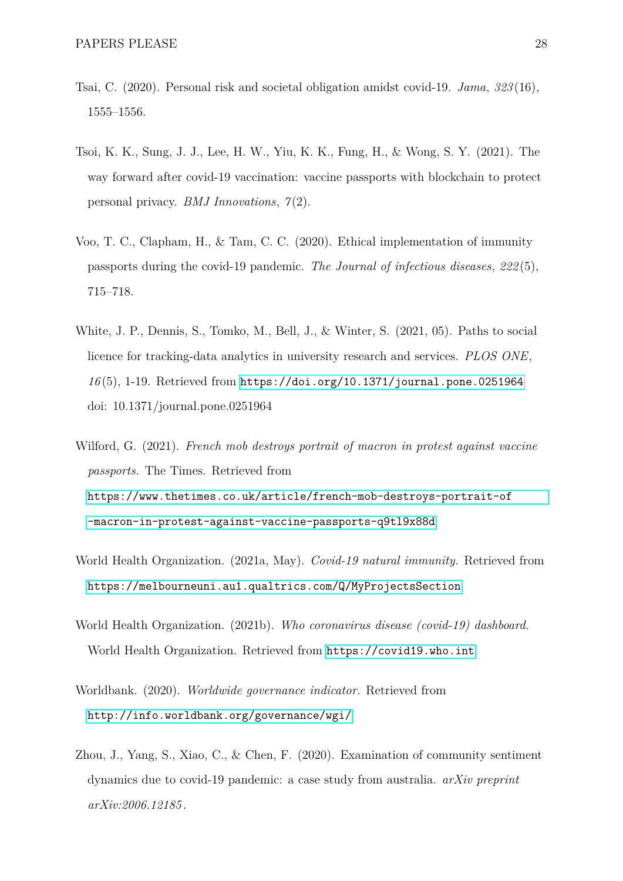Tsai, C. (2020). Personal risk and societal obligation amidst covid-19. *Jama*, *323*(16), 1555–1556.

Tsoi, K. K., Sung, J. J., Lee, H. W., Yiu, K. K., Fung, H., & Wong, S. Y. (2021). The way forward after covid-19 vaccination: vaccine passports with blockchain to protect personal privacy. *BMJ Innovations*, *7*(2).

Voo, T. C., Clapham, H., & Tam, C. C. (2020). Ethical implementation of immunity passports during the covid-19 pandemic. *The Journal of infectious diseases*, *222*(5), 715–718.

White, J. P., Dennis, S., Tomko, M., Bell, J., & Winter, S. (2021, 05). Paths to social licence for tracking-data analytics in university research and services. *PLOS ONE*, *16*(5), 1-19. Retrieved from https://doi.org/10.1371/journal.pone.0251964 doi: 10.1371/journal.pone.0251964

Wilford, G. (2021). *French mob destroys portrait of macron in protest against vaccine passports.* The Times. Retrieved from https://www.thetimes.co.uk/article/french-mob-destroys-portrait-of-macron-in-protest-against-vaccine-passports-q9tl9x88d

World Health Organization. (2021a, May). *Covid-19 natural immunity.* Retrieved from https://melbourneuni.au1.qualtrics.com/Q/MyProjectsSection

World Health Organization. (2021b). *Who coronavirus disease (covid-19) dashboard.* World Health Organization. Retrieved from https://covid19.who.int

Worldbank. (2020). *Worldwide governance indicator.* Retrieved from http://info.worldbank.org/governance/wgi/

Zhou, J., Yang, S., Xiao, C., & Chen, F. (2020). Examination of community sentiment dynamics due to covid-19 pandemic: a case study from australia. *arXiv preprint arXiv:2006.12185*.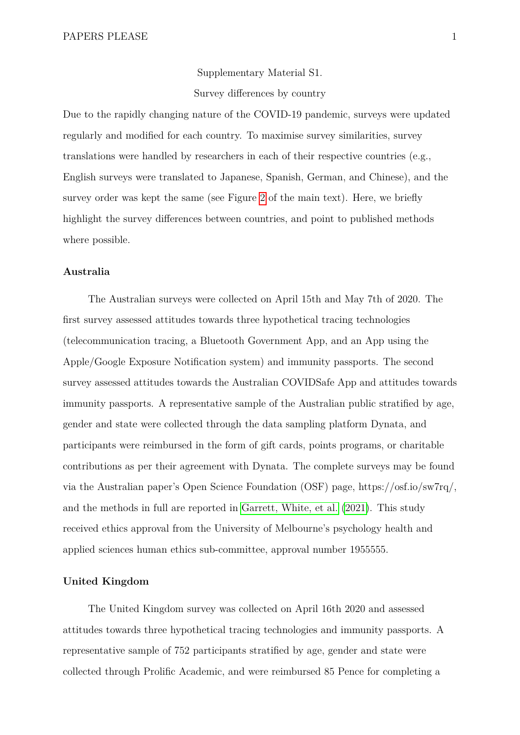Supplementary Material S1.

Survey differences by country

Due to the rapidly changing nature of the COVID-19 pandemic, surveys were updated regularly and modified for each country. To maximise survey similarities, survey translations were handled by researchers in each of their respective countries (e.g., English surveys were translated to Japanese, Spanish, German, and Chinese), and the survey order was kept the same (see Figure 2 of the main text). Here, we briefly highlight the survey differences between countries, and point to published methods where possible.

## Australia

The Australian surveys were collected on April 15th and May 7th of 2020. The first survey assessed attitudes towards three hypothetical tracing technologies (telecommunication tracing, a Bluetooth Government App, and an App using the Apple/Google Exposure Notification system) and immunity passports. The second survey assessed attitudes towards the Australian COVIDSafe App and attitudes towards immunity passports. A representative sample of the Australian public stratified by age, gender and state were collected through the data sampling platform Dynata, and participants were reimbursed in the form of gift cards, points programs, or charitable contributions as per their agreement with Dynata. The complete surveys may be found via the Australian paper's Open Science Foundation (OSF) page, https://osf.io/sw7rq/, and the methods in full are reported in Garrett, White, et al. (2021). This study received ethics approval from the University of Melbourne's psychology health and applied sciences human ethics sub-committee, approval number 1955555.

## United Kingdom

The United Kingdom survey was collected on April 16th 2020 and assessed attitudes towards three hypothetical tracing technologies and immunity passports. A representative sample of 752 participants stratified by age, gender and state were collected through Prolific Academic, and were reimbursed 85 Pence for completing a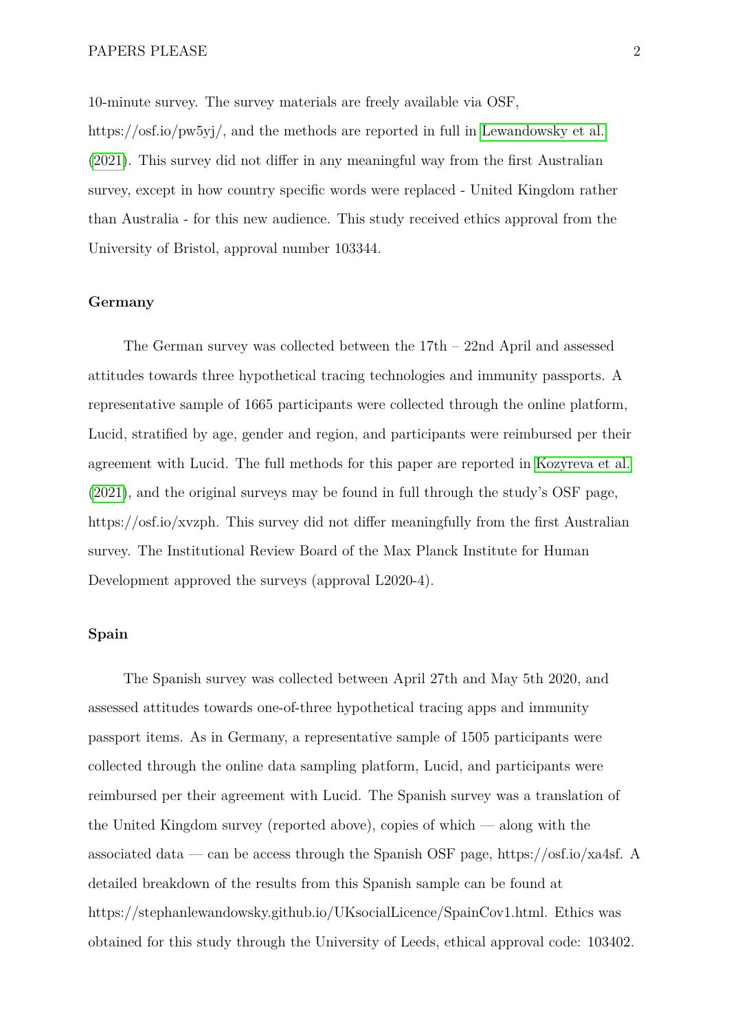10-minute survey. The survey materials are freely available via OSF, https://osf.io/pw5yj/, and the methods are reported in full in Lewandowsky et al. (2021). This survey did not differ in any meaningful way from the first Australian survey, except in how country specific words were replaced - United Kingdom rather than Australia - for this new audience. This study received ethics approval from the University of Bristol, approval number 103344.

**Germany**

The German survey was collected between the 17th – 22nd April and assessed attitudes towards three hypothetical tracing technologies and immunity passports. A representative sample of 1665 participants were collected through the online platform, Lucid, stratified by age, gender and region, and participants were reimbursed per their agreement with Lucid. The full methods for this paper are reported in Kozyreva et al. (2021), and the original surveys may be found in full through the study's OSF page, https://osf.io/xvzph. This survey did not differ meaningfully from the first Australian survey. The Institutional Review Board of the Max Planck Institute for Human Development approved the surveys (approval L2020-4).

**Spain**

The Spanish survey was collected between April 27th and May 5th 2020, and assessed attitudes towards one-of-three hypothetical tracing apps and immunity passport items. As in Germany, a representative sample of 1505 participants were collected through the online data sampling platform, Lucid, and participants were reimbursed per their agreement with Lucid. The Spanish survey was a translation of the United Kingdom survey (reported above), copies of which — along with the associated data — can be access through the Spanish OSF page, https://osf.io/xa4sf. A detailed breakdown of the results from this Spanish sample can be found at https://stephanlewandowsky.github.io/UKsocialLicence/SpainCov1.html. Ethics was obtained for this study through the University of Leeds, ethical approval code: 103402.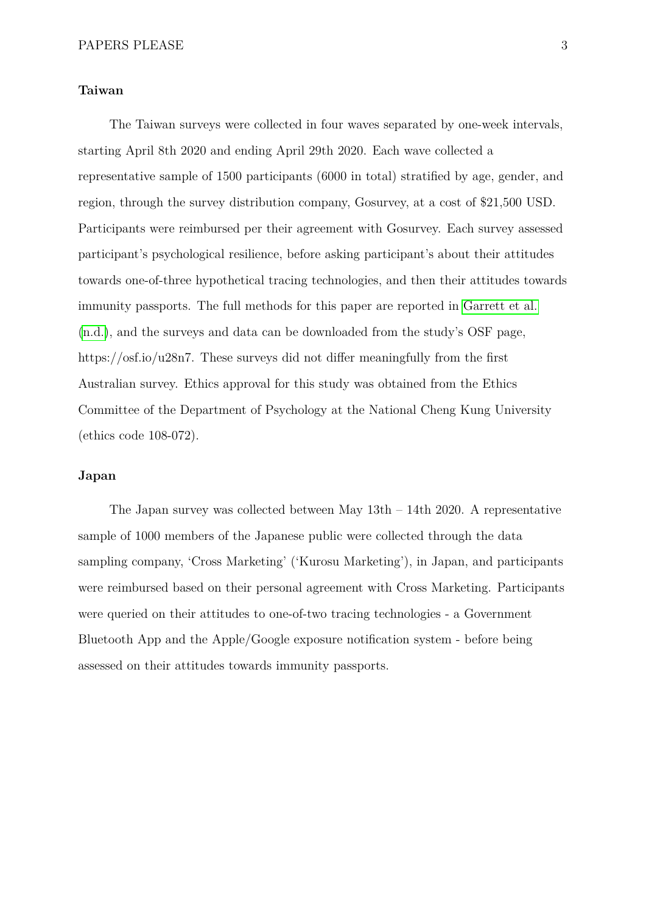### Taiwan

The Taiwan surveys were collected in four waves separated by one-week intervals, starting April 8th 2020 and ending April 29th 2020. Each wave collected a representative sample of 1500 participants (6000 in total) stratified by age, gender, and region, through the survey distribution company, Gosurvey, at a cost of $21,500 USD. Participants were reimbursed per their agreement with Gosurvey. Each survey assessed participant's psychological resilience, before asking participant's about their attitudes towards one-of-three hypothetical tracing technologies, and then their attitudes towards immunity passports. The full methods for this paper are reported in Garrett et al. (n.d.), and the surveys and data can be downloaded from the study's OSF page, https://osf.io/u28n7. These surveys did not differ meaningfully from the first Australian survey. Ethics approval for this study was obtained from the Ethics Committee of the Department of Psychology at the National Cheng Kung University (ethics code 108-072).

### Japan

The Japan survey was collected between May 13th – 14th 2020. A representative sample of 1000 members of the Japanese public were collected through the data sampling company, 'Cross Marketing' ('Kurosu Marketing'), in Japan, and participants were reimbursed based on their personal agreement with Cross Marketing. Participants were queried on their attitudes to one-of-two tracing technologies - a Government Bluetooth App and the Apple/Google exposure notification system - before being assessed on their attitudes towards immunity passports.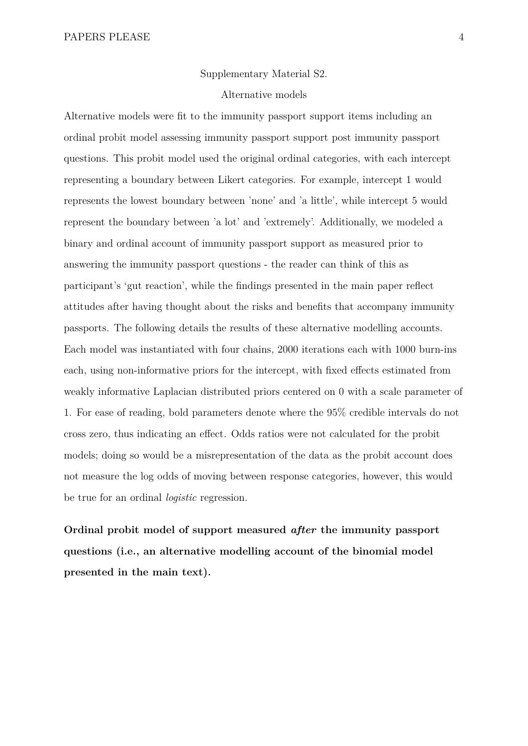Supplementary Material S2.

Alternative models

Alternative models were fit to the immunity passport support items including an ordinal probit model assessing immunity passport support post immunity passport questions. This probit model used the original ordinal categories, with each intercept representing a boundary between Likert categories. For example, intercept 1 would represents the lowest boundary between 'none' and 'a little', while intercept 5 would represent the boundary between 'a lot' and 'extremely'. Additionally, we modeled a binary and ordinal account of immunity passport support as measured prior to answering the immunity passport questions - the reader can think of this as participant's 'gut reaction', while the findings presented in the main paper reflect attitudes after having thought about the risks and benefits that accompany immunity passports. The following details the results of these alternative modelling accounts. Each model was instantiated with four chains, 2000 iterations each with 1000 burn-ins each, using non-informative priors for the intercept, with fixed effects estimated from weakly informative Laplacian distributed priors centered on 0 with a scale parameter of 1. For ease of reading, bold parameters denote where the 95% credible intervals do not cross zero, thus indicating an effect. Odds ratios were not calculated for the probit models; doing so would be a misrepresentation of the data as the probit account does not measure the log odds of moving between response categories, however, this would be true for an ordinal *logistic* regression.

**Ordinal probit model of support measured *after* the immunity passport questions (i.e., an alternative modelling account of the binomial model presented in the main text).**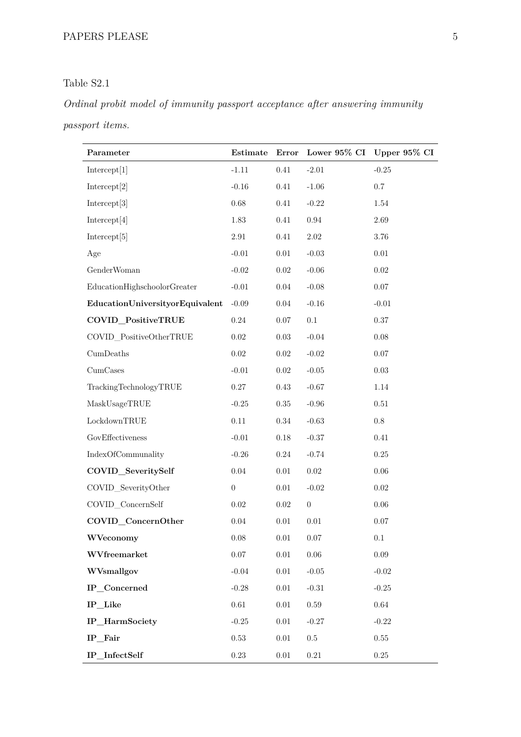Table S2.1

*Ordinal probit model of immunity passport acceptance after answering immunity passport items.*

| Parameter | Estimate | Error | Lower 95% CI | Upper 95% CI |
|---|---|---|---|---|
| Intercept[1] | -1.11 | 0.41 | -2.01 | -0.25 |
| Intercept[2] | -0.16 | 0.41 | -1.06 | 0.7 |
| Intercept[3] | 0.68 | 0.41 | -0.22 | 1.54 |
| Intercept[4] | 1.83 | 0.41 | 0.94 | 2.69 |
| Intercept[5] | 2.91 | 0.41 | 2.02 | 3.76 |
| Age | -0.01 | 0.01 | -0.03 | 0.01 |
| GenderWoman | -0.02 | 0.02 | -0.06 | 0.02 |
| EducationHighschoolorGreater | -0.01 | 0.04 | -0.08 | 0.07 |
| **EducationUniversityorEquivalent** | -0.09 | 0.04 | -0.16 | -0.01 |
| **COVID_PositiveTRUE** | 0.24 | 0.07 | 0.1 | 0.37 |
| COVID_PositiveOtherTRUE | 0.02 | 0.03 | -0.04 | 0.08 |
| CumDeaths | 0.02 | 0.02 | -0.02 | 0.07 |
| CumCases | -0.01 | 0.02 | -0.05 | 0.03 |
| TrackingTechnologyTRUE | 0.27 | 0.43 | -0.67 | 1.14 |
| MaskUsageTRUE | -0.25 | 0.35 | -0.96 | 0.51 |
| LockdownTRUE | 0.11 | 0.34 | -0.63 | 0.8 |
| GovEffectiveness | -0.01 | 0.18 | -0.37 | 0.41 |
| IndexOfCommunality | -0.26 | 0.24 | -0.74 | 0.25 |
| **COVID_SeveritySelf** | 0.04 | 0.01 | 0.02 | 0.06 |
| COVID_SeverityOther | 0 | 0.01 | -0.02 | 0.02 |
| COVID_ConcernSelf | 0.02 | 0.02 | 0 | 0.06 |
| **COVID_ConcernOther** | 0.04 | 0.01 | 0.01 | 0.07 |
| **WVeconomy** | 0.08 | 0.01 | 0.07 | 0.1 |
| **WVfreemarket** | 0.07 | 0.01 | 0.06 | 0.09 |
| **WVsmallgov** | -0.04 | 0.01 | -0.05 | -0.02 |
| **IP_Concerned** | -0.28 | 0.01 | -0.31 | -0.25 |
| **IP_Like** | 0.61 | 0.01 | 0.59 | 0.64 |
| **IP_HarmSociety** | -0.25 | 0.01 | -0.27 | -0.22 |
| **IP_Fair** | 0.53 | 0.01 | 0.5 | 0.55 |
| **IP_InfectSelf** | 0.23 | 0.01 | 0.21 | 0.25 |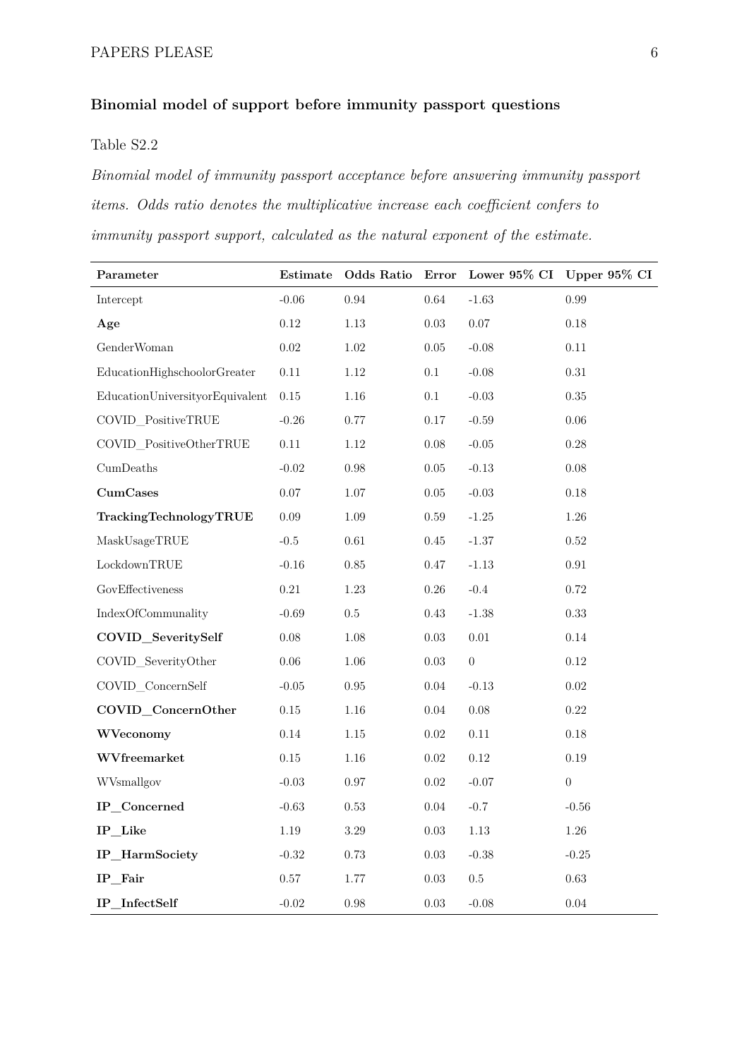### Binomial model of support before immunity passport questions

Table S2.2

*Binomial model of immunity passport acceptance before answering immunity passport items. Odds ratio denotes the multiplicative increase each coefficient confers to immunity passport support, calculated as the natural exponent of the estimate.*

| Parameter | Estimate | Odds Ratio | Error | Lower 95% CI | Upper 95% CI |
|---|---|---|---|---|---|
| Intercept | -0.06 | 0.94 | 0.64 | -1.63 | 0.99 |
| **Age** | 0.12 | 1.13 | 0.03 | 0.07 | 0.18 |
| GenderWoman | 0.02 | 1.02 | 0.05 | -0.08 | 0.11 |
| EducationHighschoolorGreater | 0.11 | 1.12 | 0.1 | -0.08 | 0.31 |
| EducationUniversityorEquivalent | 0.15 | 1.16 | 0.1 | -0.03 | 0.35 |
| COVID_PositiveTRUE | -0.26 | 0.77 | 0.17 | -0.59 | 0.06 |
| COVID_PositiveOtherTRUE | 0.11 | 1.12 | 0.08 | -0.05 | 0.28 |
| CumDeaths | -0.02 | 0.98 | 0.05 | -0.13 | 0.08 |
| **CumCases** | 0.07 | 1.07 | 0.05 | -0.03 | 0.18 |
| **TrackingTechnologyTRUE** | 0.09 | 1.09 | 0.59 | -1.25 | 1.26 |
| MaskUsageTRUE | -0.5 | 0.61 | 0.45 | -1.37 | 0.52 |
| LockdownTRUE | -0.16 | 0.85 | 0.47 | -1.13 | 0.91 |
| GovEffectiveness | 0.21 | 1.23 | 0.26 | -0.4 | 0.72 |
| IndexOfCommunality | -0.69 | 0.5 | 0.43 | -1.38 | 0.33 |
| **COVID_SeveritySelf** | 0.08 | 1.08 | 0.03 | 0.01 | 0.14 |
| COVID_SeverityOther | 0.06 | 1.06 | 0.03 | 0 | 0.12 |
| COVID_ConcernSelf | -0.05 | 0.95 | 0.04 | -0.13 | 0.02 |
| **COVID_ConcernOther** | 0.15 | 1.16 | 0.04 | 0.08 | 0.22 |
| **WVeconomy** | 0.14 | 1.15 | 0.02 | 0.11 | 0.18 |
| **WVfreemarket** | 0.15 | 1.16 | 0.02 | 0.12 | 0.19 |
| WVsmallgov | -0.03 | 0.97 | 0.02 | -0.07 | 0 |
| **IP_Concerned** | -0.63 | 0.53 | 0.04 | -0.7 | -0.56 |
| **IP_Like** | 1.19 | 3.29 | 0.03 | 1.13 | 1.26 |
| **IP_HarmSociety** | -0.32 | 0.73 | 0.03 | -0.38 | -0.25 |
| **IP_Fair** | 0.57 | 1.77 | 0.03 | 0.5 | 0.63 |
| **IP_InfectSelf** | -0.02 | 0.98 | 0.03 | -0.08 | 0.04 |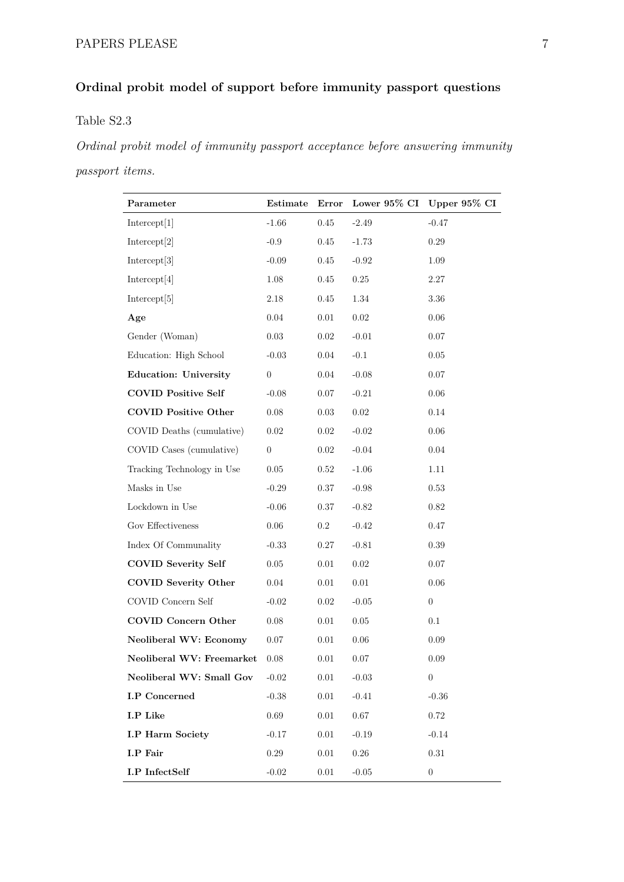## Ordinal probit model of support before immunity passport questions

Table S2.3

*Ordinal probit model of immunity passport acceptance before answering immunity passport items.*

| Parameter | Estimate | Error | Lower 95% CI | Upper 95% CI |
|---|---|---|---|---|
| Intercept[1] | -1.66 | 0.45 | -2.49 | -0.47 |
| Intercept[2] | -0.9 | 0.45 | -1.73 | 0.29 |
| Intercept[3] | -0.09 | 0.45 | -0.92 | 1.09 |
| Intercept[4] | 1.08 | 0.45 | 0.25 | 2.27 |
| Intercept[5] | 2.18 | 0.45 | 1.34 | 3.36 |
| **Age** | 0.04 | 0.01 | 0.02 | 0.06 |
| Gender (Woman) | 0.03 | 0.02 | -0.01 | 0.07 |
| Education: High School | -0.03 | 0.04 | -0.1 | 0.05 |
| **Education: University** | 0 | 0.04 | -0.08 | 0.07 |
| **COVID Positive Self** | -0.08 | 0.07 | -0.21 | 0.06 |
| **COVID Positive Other** | 0.08 | 0.03 | 0.02 | 0.14 |
| COVID Deaths (cumulative) | 0.02 | 0.02 | -0.02 | 0.06 |
| COVID Cases (cumulative) | 0 | 0.02 | -0.04 | 0.04 |
| Tracking Technology in Use | 0.05 | 0.52 | -1.06 | 1.11 |
| Masks in Use | -0.29 | 0.37 | -0.98 | 0.53 |
| Lockdown in Use | -0.06 | 0.37 | -0.82 | 0.82 |
| Gov Effectiveness | 0.06 | 0.2 | -0.42 | 0.47 |
| Index Of Communality | -0.33 | 0.27 | -0.81 | 0.39 |
| **COVID Severity Self** | 0.05 | 0.01 | 0.02 | 0.07 |
| **COVID Severity Other** | 0.04 | 0.01 | 0.01 | 0.06 |
| COVID Concern Self | -0.02 | 0.02 | -0.05 | 0 |
| **COVID Concern Other** | 0.08 | 0.01 | 0.05 | 0.1 |
| **Neoliberal WV: Economy** | 0.07 | 0.01 | 0.06 | 0.09 |
| **Neoliberal WV: Freemarket** | 0.08 | 0.01 | 0.07 | 0.09 |
| **Neoliberal WV: Small Gov** | -0.02 | 0.01 | -0.03 | 0 |
| **I.P Concerned** | -0.38 | 0.01 | -0.41 | -0.36 |
| **I.P Like** | 0.69 | 0.01 | 0.67 | 0.72 |
| **I.P Harm Society** | -0.17 | 0.01 | -0.19 | -0.14 |
| **I.P Fair** | 0.29 | 0.01 | 0.26 | 0.31 |
| **I.P InfectSelf** | -0.02 | 0.01 | -0.05 | 0 |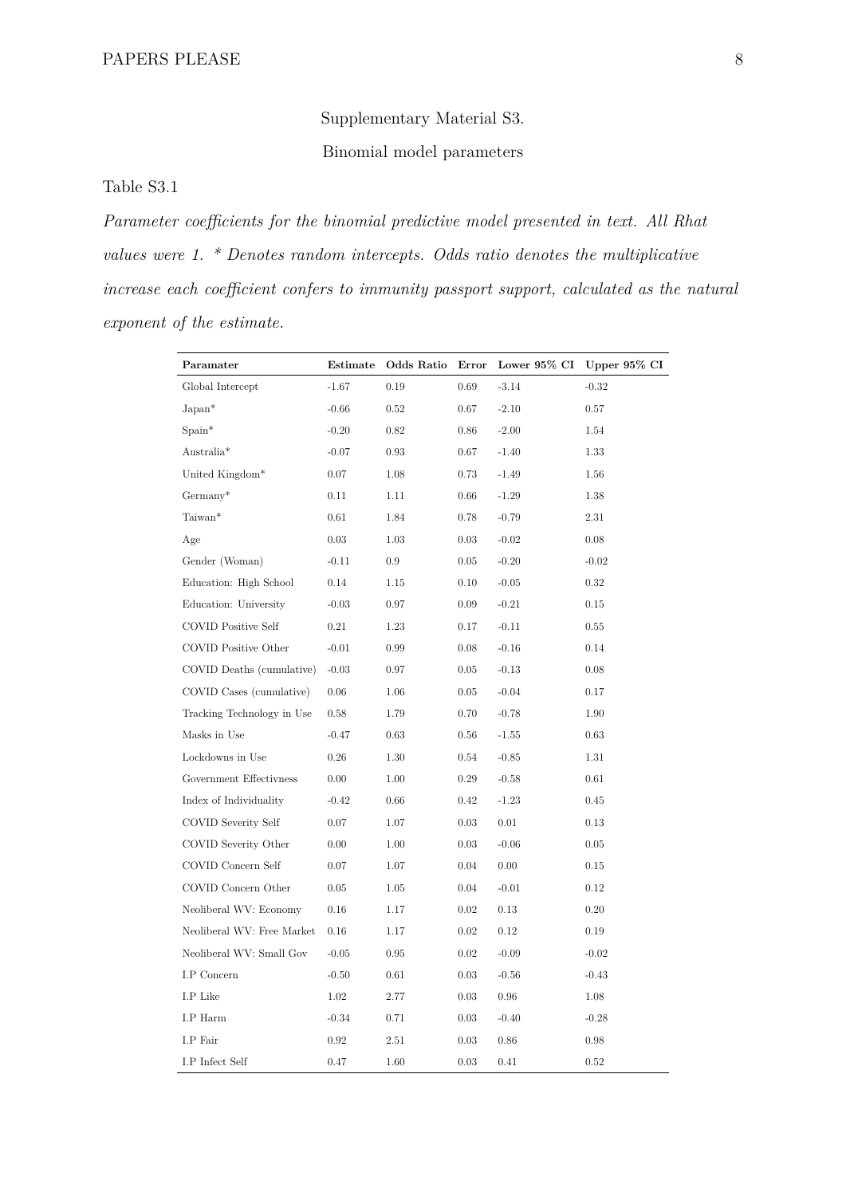Supplementary Material S3.

Binomial model parameters

Table S3.1

*Parameter coefficients for the binomial predictive model presented in text. All Rhat values were 1. * Denotes random intercepts. Odds ratio denotes the multiplicative increase each coefficient confers to immunity passport support, calculated as the natural exponent of the estimate.*

| Paramater | Estimate | Odds Ratio | Error | Lower 95% CI | Upper 95% CI |
|---|---|---|---|---|---|
| Global Intercept | -1.67 | 0.19 | 0.69 | -3.14 | -0.32 |
| Japan* | -0.66 | 0.52 | 0.67 | -2.10 | 0.57 |
| Spain* | -0.20 | 0.82 | 0.86 | -2.00 | 1.54 |
| Australia* | -0.07 | 0.93 | 0.67 | -1.40 | 1.33 |
| United Kingdom* | 0.07 | 1.08 | 0.73 | -1.49 | 1.56 |
| Germany* | 0.11 | 1.11 | 0.66 | -1.29 | 1.38 |
| Taiwan* | 0.61 | 1.84 | 0.78 | -0.79 | 2.31 |
| Age | 0.03 | 1.03 | 0.03 | -0.02 | 0.08 |
| Gender (Woman) | -0.11 | 0.9 | 0.05 | -0.20 | -0.02 |
| Education: High School | 0.14 | 1.15 | 0.10 | -0.05 | 0.32 |
| Education: University | -0.03 | 0.97 | 0.09 | -0.21 | 0.15 |
| COVID Positive Self | 0.21 | 1.23 | 0.17 | -0.11 | 0.55 |
| COVID Positive Other | -0.01 | 0.99 | 0.08 | -0.16 | 0.14 |
| COVID Deaths (cumulative) | -0.03 | 0.97 | 0.05 | -0.13 | 0.08 |
| COVID Cases (cumulative) | 0.06 | 1.06 | 0.05 | -0.04 | 0.17 |
| Tracking Technology in Use | 0.58 | 1.79 | 0.70 | -0.78 | 1.90 |
| Masks in Use | -0.47 | 0.63 | 0.56 | -1.55 | 0.63 |
| Lockdowns in Use | 0.26 | 1.30 | 0.54 | -0.85 | 1.31 |
| Government Effectivness | 0.00 | 1.00 | 0.29 | -0.58 | 0.61 |
| Index of Individuality | -0.42 | 0.66 | 0.42 | -1.23 | 0.45 |
| COVID Severity Self | 0.07 | 1.07 | 0.03 | 0.01 | 0.13 |
| COVID Severity Other | 0.00 | 1.00 | 0.03 | -0.06 | 0.05 |
| COVID Concern Self | 0.07 | 1.07 | 0.04 | 0.00 | 0.15 |
| COVID Concern Other | 0.05 | 1.05 | 0.04 | -0.01 | 0.12 |
| Neoliberal WV: Economy | 0.16 | 1.17 | 0.02 | 0.13 | 0.20 |
| Neoliberal WV: Free Market | 0.16 | 1.17 | 0.02 | 0.12 | 0.19 |
| Neoliberal WV: Small Gov | -0.05 | 0.95 | 0.02 | -0.09 | -0.02 |
| I.P Concern | -0.50 | 0.61 | 0.03 | -0.56 | -0.43 |
| I.P Like | 1.02 | 2.77 | 0.03 | 0.96 | 1.08 |
| I.P Harm | -0.34 | 0.71 | 0.03 | -0.40 | -0.28 |
| I.P Fair | 0.92 | 2.51 | 0.03 | 0.86 | 0.98 |
| I.P Infect Self | 0.47 | 1.60 | 0.03 | 0.41 | 0.52 |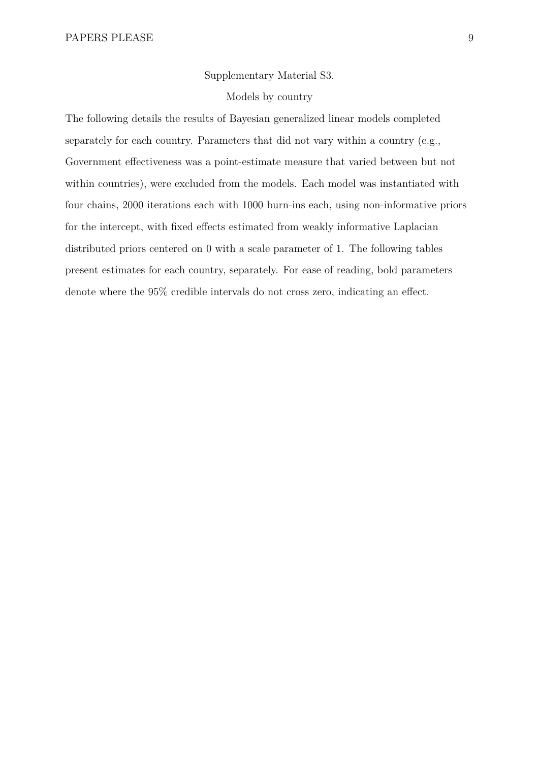# Supplementary Material S3.

## Models by country

The following details the results of Bayesian generalized linear models completed separately for each country. Parameters that did not vary within a country (e.g., Government effectiveness was a point-estimate measure that varied between but not within countries), were excluded from the models. Each model was instantiated with four chains, 2000 iterations each with 1000 burn-ins each, using non-informative priors for the intercept, with fixed effects estimated from weakly informative Laplacian distributed priors centered on 0 with a scale parameter of 1. The following tables present estimates for each country, separately. For ease of reading, bold parameters denote where the 95% credible intervals do not cross zero, indicating an effect.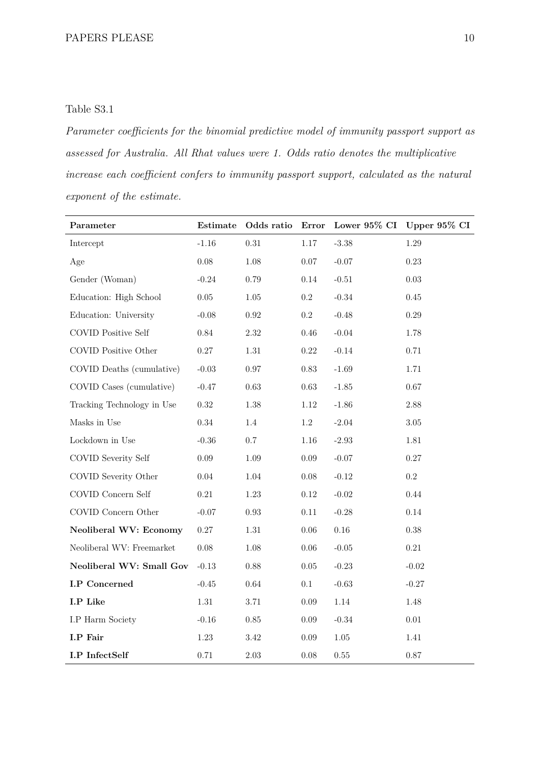Table S3.1

*Parameter coefficients for the binomial predictive model of immunity passport support as assessed for Australia. All Rhat values were 1. Odds ratio denotes the multiplicative increase each coefficient confers to immunity passport support, calculated as the natural exponent of the estimate.*

| Parameter | Estimate | Odds ratio | Error | Lower 95% CI | Upper 95% CI |
|---|---|---|---|---|---|
| Intercept | -1.16 | 0.31 | 1.17 | -3.38 | 1.29 |
| Age | 0.08 | 1.08 | 0.07 | -0.07 | 0.23 |
| Gender (Woman) | -0.24 | 0.79 | 0.14 | -0.51 | 0.03 |
| Education: High School | 0.05 | 1.05 | 0.2 | -0.34 | 0.45 |
| Education: University | -0.08 | 0.92 | 0.2 | -0.48 | 0.29 |
| COVID Positive Self | 0.84 | 2.32 | 0.46 | -0.04 | 1.78 |
| COVID Positive Other | 0.27 | 1.31 | 0.22 | -0.14 | 0.71 |
| COVID Deaths (cumulative) | -0.03 | 0.97 | 0.83 | -1.69 | 1.71 |
| COVID Cases (cumulative) | -0.47 | 0.63 | 0.63 | -1.85 | 0.67 |
| Tracking Technology in Use | 0.32 | 1.38 | 1.12 | -1.86 | 2.88 |
| Masks in Use | 0.34 | 1.4 | 1.2 | -2.04 | 3.05 |
| Lockdown in Use | -0.36 | 0.7 | 1.16 | -2.93 | 1.81 |
| COVID Severity Self | 0.09 | 1.09 | 0.09 | -0.07 | 0.27 |
| COVID Severity Other | 0.04 | 1.04 | 0.08 | -0.12 | 0.2 |
| COVID Concern Self | 0.21 | 1.23 | 0.12 | -0.02 | 0.44 |
| COVID Concern Other | -0.07 | 0.93 | 0.11 | -0.28 | 0.14 |
| **Neoliberal WV: Economy** | 0.27 | 1.31 | 0.06 | 0.16 | 0.38 |
| Neoliberal WV: Freemarket | 0.08 | 1.08 | 0.06 | -0.05 | 0.21 |
| **Neoliberal WV: Small Gov** | -0.13 | 0.88 | 0.05 | -0.23 | -0.02 |
| **I.P Concerned** | -0.45 | 0.64 | 0.1 | -0.63 | -0.27 |
| **I.P Like** | 1.31 | 3.71 | 0.09 | 1.14 | 1.48 |
| I.P Harm Society | -0.16 | 0.85 | 0.09 | -0.34 | 0.01 |
| **I.P Fair** | 1.23 | 3.42 | 0.09 | 1.05 | 1.41 |
| **I.P InfectSelf** | 0.71 | 2.03 | 0.08 | 0.55 | 0.87 |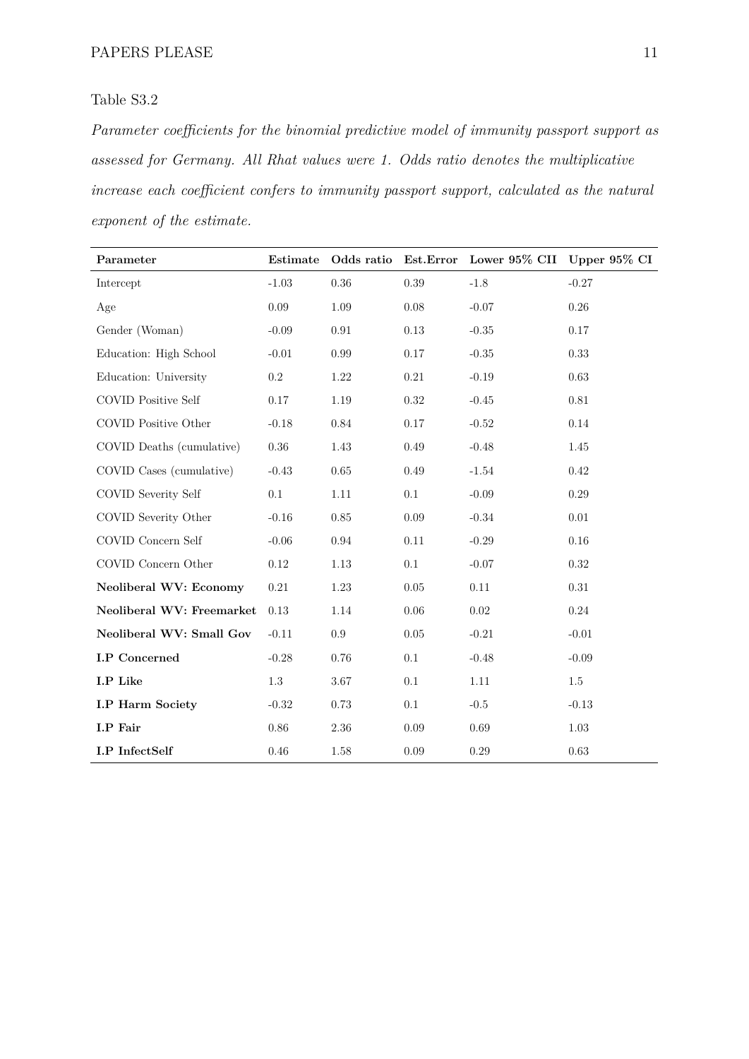Table S3.2

*Parameter coefficients for the binomial predictive model of immunity passport support as assessed for Germany. All Rhat values were 1. Odds ratio denotes the multiplicative increase each coefficient confers to immunity passport support, calculated as the natural exponent of the estimate.*

| Parameter | Estimate | Odds ratio | Est.Error | Lower 95% CII | Upper 95% CI |
|---|---|---|---|---|---|
| Intercept | -1.03 | 0.36 | 0.39 | -1.8 | -0.27 |
| Age | 0.09 | 1.09 | 0.08 | -0.07 | 0.26 |
| Gender (Woman) | -0.09 | 0.91 | 0.13 | -0.35 | 0.17 |
| Education: High School | -0.01 | 0.99 | 0.17 | -0.35 | 0.33 |
| Education: University | 0.2 | 1.22 | 0.21 | -0.19 | 0.63 |
| COVID Positive Self | 0.17 | 1.19 | 0.32 | -0.45 | 0.81 |
| COVID Positive Other | -0.18 | 0.84 | 0.17 | -0.52 | 0.14 |
| COVID Deaths (cumulative) | 0.36 | 1.43 | 0.49 | -0.48 | 1.45 |
| COVID Cases (cumulative) | -0.43 | 0.65 | 0.49 | -1.54 | 0.42 |
| COVID Severity Self | 0.1 | 1.11 | 0.1 | -0.09 | 0.29 |
| COVID Severity Other | -0.16 | 0.85 | 0.09 | -0.34 | 0.01 |
| COVID Concern Self | -0.06 | 0.94 | 0.11 | -0.29 | 0.16 |
| COVID Concern Other | 0.12 | 1.13 | 0.1 | -0.07 | 0.32 |
| **Neoliberal WV: Economy** | 0.21 | 1.23 | 0.05 | 0.11 | 0.31 |
| **Neoliberal WV: Freemarket** | 0.13 | 1.14 | 0.06 | 0.02 | 0.24 |
| **Neoliberal WV: Small Gov** | -0.11 | 0.9 | 0.05 | -0.21 | -0.01 |
| **I.P Concerned** | -0.28 | 0.76 | 0.1 | -0.48 | -0.09 |
| **I.P Like** | 1.3 | 3.67 | 0.1 | 1.11 | 1.5 |
| **I.P Harm Society** | -0.32 | 0.73 | 0.1 | -0.5 | -0.13 |
| **I.P Fair** | 0.86 | 2.36 | 0.09 | 0.69 | 1.03 |
| **I.P InfectSelf** | 0.46 | 1.58 | 0.09 | 0.29 | 0.63 |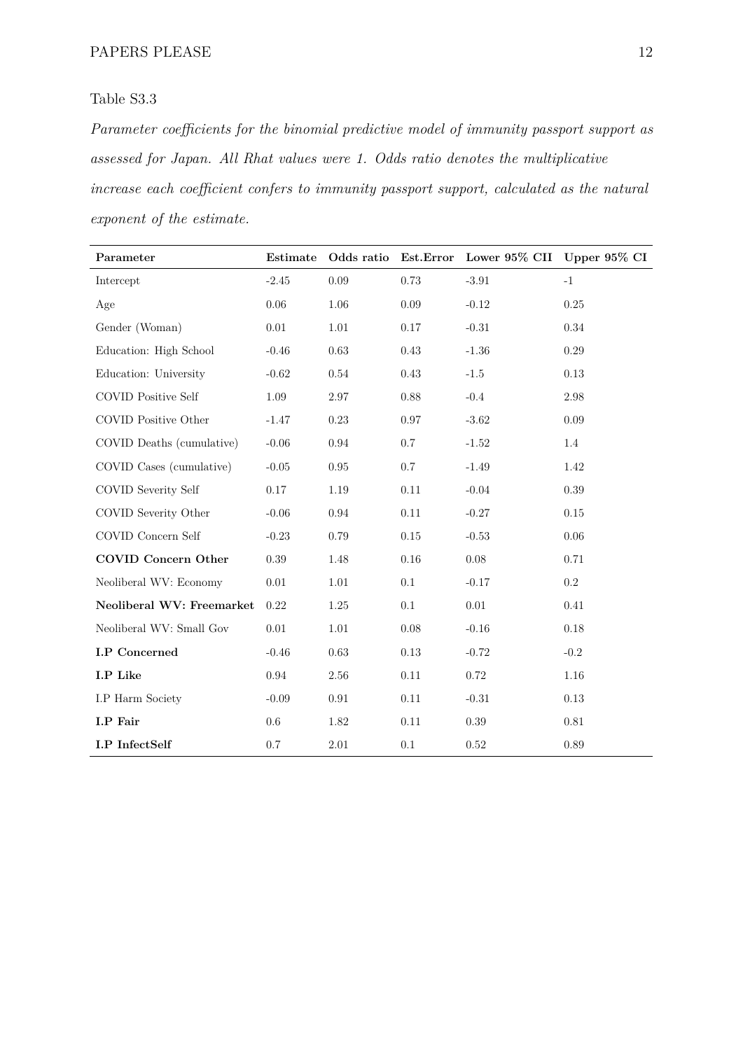Table S3.3

*Parameter coefficients for the binomial predictive model of immunity passport support as assessed for Japan. All Rhat values were 1. Odds ratio denotes the multiplicative increase each coefficient confers to immunity passport support, calculated as the natural exponent of the estimate.*

| Parameter | Estimate | Odds ratio | Est.Error | Lower 95% CII | Upper 95% CI |
|---|---|---|---|---|---|
| Intercept | -2.45 | 0.09 | 0.73 | -3.91 | -1 |
| Age | 0.06 | 1.06 | 0.09 | -0.12 | 0.25 |
| Gender (Woman) | 0.01 | 1.01 | 0.17 | -0.31 | 0.34 |
| Education: High School | -0.46 | 0.63 | 0.43 | -1.36 | 0.29 |
| Education: University | -0.62 | 0.54 | 0.43 | -1.5 | 0.13 |
| COVID Positive Self | 1.09 | 2.97 | 0.88 | -0.4 | 2.98 |
| COVID Positive Other | -1.47 | 0.23 | 0.97 | -3.62 | 0.09 |
| COVID Deaths (cumulative) | -0.06 | 0.94 | 0.7 | -1.52 | 1.4 |
| COVID Cases (cumulative) | -0.05 | 0.95 | 0.7 | -1.49 | 1.42 |
| COVID Severity Self | 0.17 | 1.19 | 0.11 | -0.04 | 0.39 |
| COVID Severity Other | -0.06 | 0.94 | 0.11 | -0.27 | 0.15 |
| COVID Concern Self | -0.23 | 0.79 | 0.15 | -0.53 | 0.06 |
| **COVID Concern Other** | 0.39 | 1.48 | 0.16 | 0.08 | 0.71 |
| Neoliberal WV: Economy | 0.01 | 1.01 | 0.1 | -0.17 | 0.2 |
| **Neoliberal WV: Freemarket** | 0.22 | 1.25 | 0.1 | 0.01 | 0.41 |
| Neoliberal WV: Small Gov | 0.01 | 1.01 | 0.08 | -0.16 | 0.18 |
| **I.P Concerned** | -0.46 | 0.63 | 0.13 | -0.72 | -0.2 |
| **I.P Like** | 0.94 | 2.56 | 0.11 | 0.72 | 1.16 |
| I.P Harm Society | -0.09 | 0.91 | 0.11 | -0.31 | 0.13 |
| **I.P Fair** | 0.6 | 1.82 | 0.11 | 0.39 | 0.81 |
| **I.P InfectSelf** | 0.7 | 2.01 | 0.1 | 0.52 | 0.89 |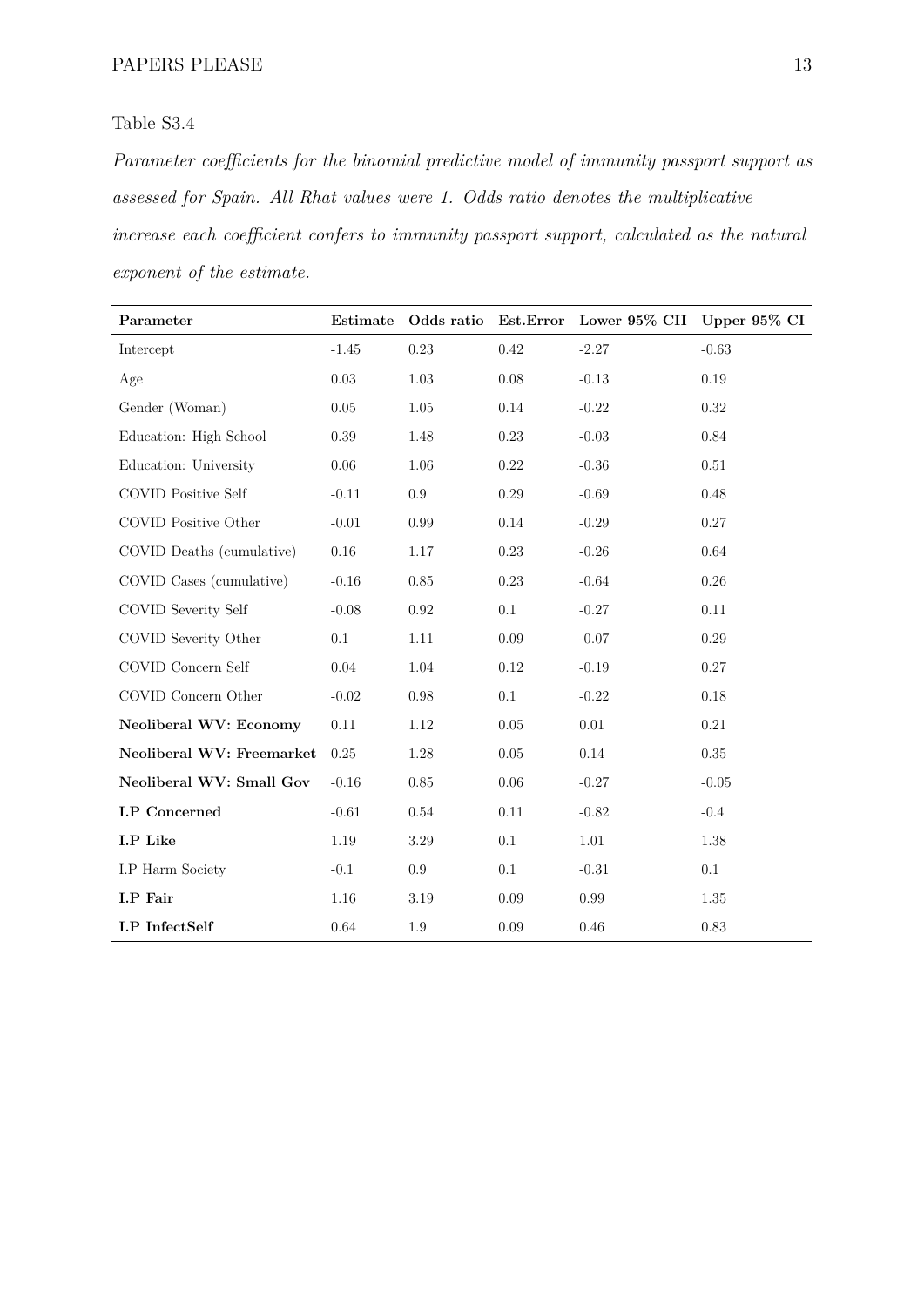Table S3.4

*Parameter coefficients for the binomial predictive model of immunity passport support as assessed for Spain. All Rhat values were 1. Odds ratio denotes the multiplicative increase each coefficient confers to immunity passport support, calculated as the natural exponent of the estimate.*

| **Parameter** | **Estimate** | **Odds ratio** | **Est.Error** | **Lower 95% CII** | **Upper 95% CI** |
|---|---|---|---|---|---|
| Intercept | -1.45 | 0.23 | 0.42 | -2.27 | -0.63 |
| Age | 0.03 | 1.03 | 0.08 | -0.13 | 0.19 |
| Gender (Woman) | 0.05 | 1.05 | 0.14 | -0.22 | 0.32 |
| Education: High School | 0.39 | 1.48 | 0.23 | -0.03 | 0.84 |
| Education: University | 0.06 | 1.06 | 0.22 | -0.36 | 0.51 |
| COVID Positive Self | -0.11 | 0.9 | 0.29 | -0.69 | 0.48 |
| COVID Positive Other | -0.01 | 0.99 | 0.14 | -0.29 | 0.27 |
| COVID Deaths (cumulative) | 0.16 | 1.17 | 0.23 | -0.26 | 0.64 |
| COVID Cases (cumulative) | -0.16 | 0.85 | 0.23 | -0.64 | 0.26 |
| COVID Severity Self | -0.08 | 0.92 | 0.1 | -0.27 | 0.11 |
| COVID Severity Other | 0.1 | 1.11 | 0.09 | -0.07 | 0.29 |
| COVID Concern Self | 0.04 | 1.04 | 0.12 | -0.19 | 0.27 |
| COVID Concern Other | -0.02 | 0.98 | 0.1 | -0.22 | 0.18 |
| **Neoliberal WV: Economy** | 0.11 | 1.12 | 0.05 | 0.01 | 0.21 |
| **Neoliberal WV: Freemarket** | 0.25 | 1.28 | 0.05 | 0.14 | 0.35 |
| **Neoliberal WV: Small Gov** | -0.16 | 0.85 | 0.06 | -0.27 | -0.05 |
| **I.P Concerned** | -0.61 | 0.54 | 0.11 | -0.82 | -0.4 |
| **I.P Like** | 1.19 | 3.29 | 0.1 | 1.01 | 1.38 |
| I.P Harm Society | -0.1 | 0.9 | 0.1 | -0.31 | 0.1 |
| **I.P Fair** | 1.16 | 3.19 | 0.09 | 0.99 | 1.35 |
| **I.P InfectSelf** | 0.64 | 1.9 | 0.09 | 0.46 | 0.83 |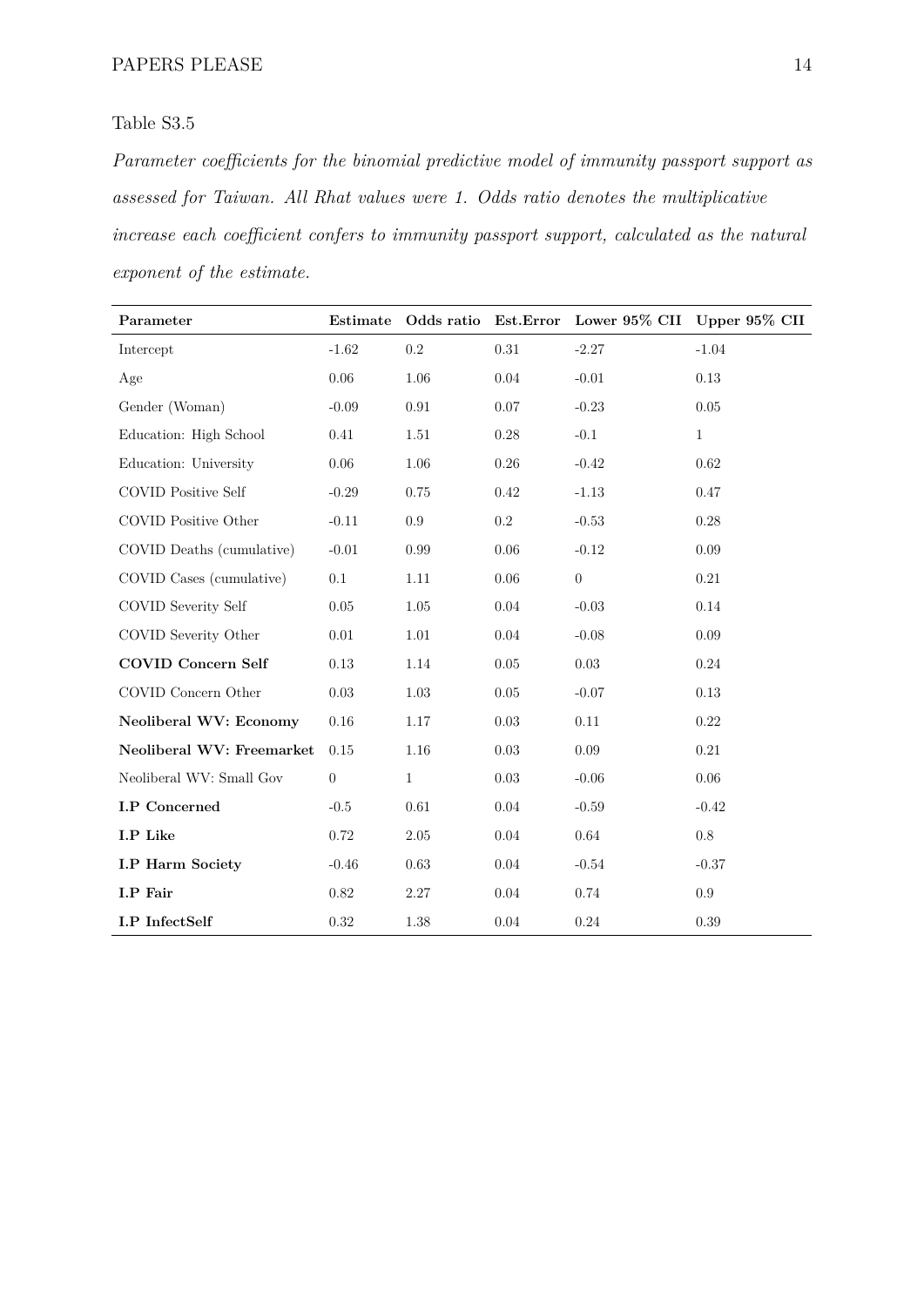Table S3.5

*Parameter coefficients for the binomial predictive model of immunity passport support as assessed for Taiwan. All Rhat values were 1. Odds ratio denotes the multiplicative increase each coefficient confers to immunity passport support, calculated as the natural exponent of the estimate.*

| Parameter | Estimate | Odds ratio | Est.Error | Lower 95% CII | Upper 95% CII |
|---|---|---|---|---|---|
| Intercept | -1.62 | 0.2 | 0.31 | -2.27 | -1.04 |
| Age | 0.06 | 1.06 | 0.04 | -0.01 | 0.13 |
| Gender (Woman) | -0.09 | 0.91 | 0.07 | -0.23 | 0.05 |
| Education: High School | 0.41 | 1.51 | 0.28 | -0.1 | 1 |
| Education: University | 0.06 | 1.06 | 0.26 | -0.42 | 0.62 |
| COVID Positive Self | -0.29 | 0.75 | 0.42 | -1.13 | 0.47 |
| COVID Positive Other | -0.11 | 0.9 | 0.2 | -0.53 | 0.28 |
| COVID Deaths (cumulative) | -0.01 | 0.99 | 0.06 | -0.12 | 0.09 |
| COVID Cases (cumulative) | 0.1 | 1.11 | 0.06 | 0 | 0.21 |
| COVID Severity Self | 0.05 | 1.05 | 0.04 | -0.03 | 0.14 |
| COVID Severity Other | 0.01 | 1.01 | 0.04 | -0.08 | 0.09 |
| **COVID Concern Self** | 0.13 | 1.14 | 0.05 | 0.03 | 0.24 |
| COVID Concern Other | 0.03 | 1.03 | 0.05 | -0.07 | 0.13 |
| **Neoliberal WV: Economy** | 0.16 | 1.17 | 0.03 | 0.11 | 0.22 |
| **Neoliberal WV: Freemarket** | 0.15 | 1.16 | 0.03 | 0.09 | 0.21 |
| Neoliberal WV: Small Gov | 0 | 1 | 0.03 | -0.06 | 0.06 |
| **I.P Concerned** | -0.5 | 0.61 | 0.04 | -0.59 | -0.42 |
| **I.P Like** | 0.72 | 2.05 | 0.04 | 0.64 | 0.8 |
| **I.P Harm Society** | -0.46 | 0.63 | 0.04 | -0.54 | -0.37 |
| **I.P Fair** | 0.82 | 2.27 | 0.04 | 0.74 | 0.9 |
| **I.P InfectSelf** | 0.32 | 1.38 | 0.04 | 0.24 | 0.39 |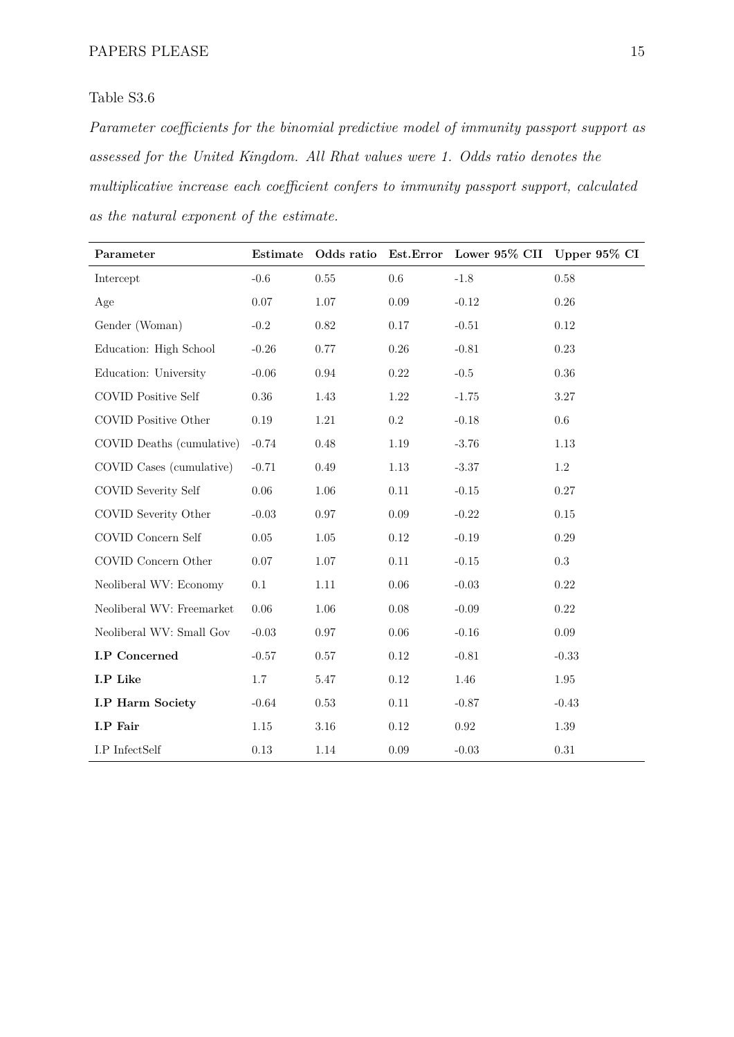Table S3.6

*Parameter coefficients for the binomial predictive model of immunity passport support as assessed for the United Kingdom. All Rhat values were 1. Odds ratio denotes the multiplicative increase each coefficient confers to immunity passport support, calculated as the natural exponent of the estimate.*

| Parameter | Estimate | Odds ratio | Est.Error | Lower 95% CII | Upper 95% CI |
|---|---|---|---|---|---|
| Intercept | -0.6 | 0.55 | 0.6 | -1.8 | 0.58 |
| Age | 0.07 | 1.07 | 0.09 | -0.12 | 0.26 |
| Gender (Woman) | -0.2 | 0.82 | 0.17 | -0.51 | 0.12 |
| Education: High School | -0.26 | 0.77 | 0.26 | -0.81 | 0.23 |
| Education: University | -0.06 | 0.94 | 0.22 | -0.5 | 0.36 |
| COVID Positive Self | 0.36 | 1.43 | 1.22 | -1.75 | 3.27 |
| COVID Positive Other | 0.19 | 1.21 | 0.2 | -0.18 | 0.6 |
| COVID Deaths (cumulative) | -0.74 | 0.48 | 1.19 | -3.76 | 1.13 |
| COVID Cases (cumulative) | -0.71 | 0.49 | 1.13 | -3.37 | 1.2 |
| COVID Severity Self | 0.06 | 1.06 | 0.11 | -0.15 | 0.27 |
| COVID Severity Other | -0.03 | 0.97 | 0.09 | -0.22 | 0.15 |
| COVID Concern Self | 0.05 | 1.05 | 0.12 | -0.19 | 0.29 |
| COVID Concern Other | 0.07 | 1.07 | 0.11 | -0.15 | 0.3 |
| Neoliberal WV: Economy | 0.1 | 1.11 | 0.06 | -0.03 | 0.22 |
| Neoliberal WV: Freemarket | 0.06 | 1.06 | 0.08 | -0.09 | 0.22 |
| Neoliberal WV: Small Gov | -0.03 | 0.97 | 0.06 | -0.16 | 0.09 |
| **I.P Concerned** | -0.57 | 0.57 | 0.12 | -0.81 | -0.33 |
| **I.P Like** | 1.7 | 5.47 | 0.12 | 1.46 | 1.95 |
| **I.P Harm Society** | -0.64 | 0.53 | 0.11 | -0.87 | -0.43 |
| **I.P Fair** | 1.15 | 3.16 | 0.12 | 0.92 | 1.39 |
| I.P InfectSelf | 0.13 | 1.14 | 0.09 | -0.03 | 0.31 |